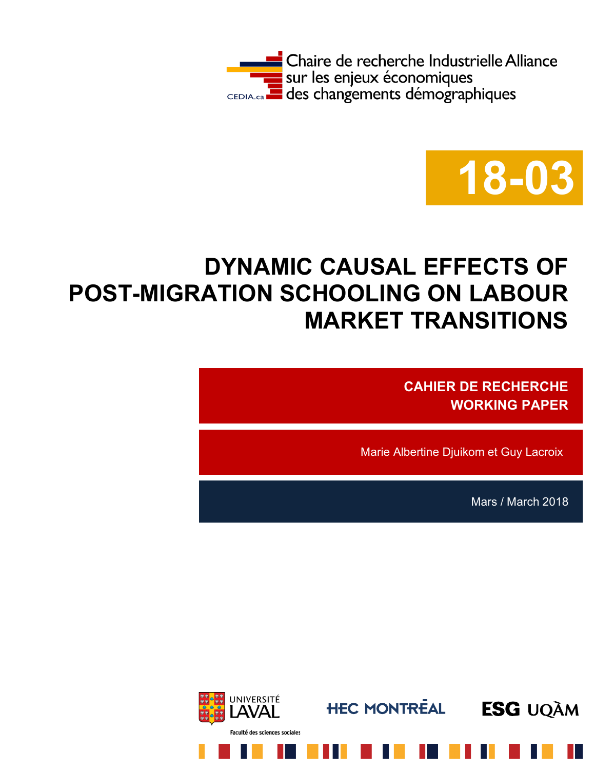Chaire de recherche Industrielle Alliance sur les enjeux économiques des changements démographiques

CEDIA.ca

**18-03**

# DYNAMIC CAUSAL EFFECTS OF POST-MIGRATION SCHOOLING ON LABOUR MARKET TRANSITIONS

**CAHIER DE RECHERCHE**
**WORKING PAPER**

Marie Albertine Djuikom et Guy Lacroix

Mars / March 2018

UNIVERSITÉ LAVAL
Faculté des sciences sociales

HEC MONTRÉAL

ESG UQÀM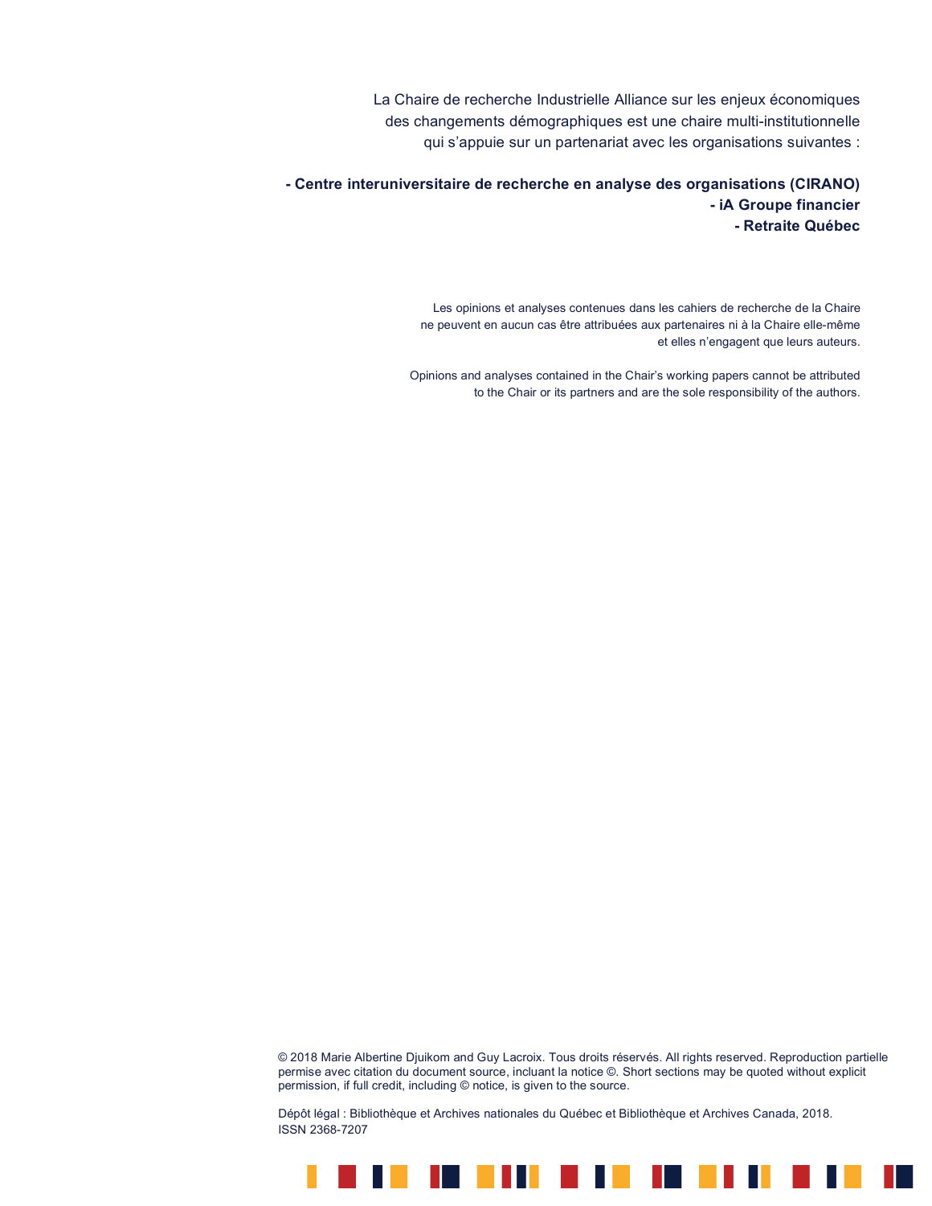La Chaire de recherche Industrielle Alliance sur les enjeux économiques des changements démographiques est une chaire multi-institutionnelle qui s'appuie sur un partenariat avec les organisations suivantes :

**- Centre interuniversitaire de recherche en analyse des organisations (CIRANO)**
**- iA Groupe financier**
**- Retraite Québec**

Les opinions et analyses contenues dans les cahiers de recherche de la Chaire ne peuvent en aucun cas être attribuées aux partenaires ni à la Chaire elle-même et elles n'engagent que leurs auteurs.

Opinions and analyses contained in the Chair's working papers cannot be attributed to the Chair or its partners and are the sole responsibility of the authors.

© 2018 Marie Albertine Djuikom and Guy Lacroix. Tous droits réservés. All rights reserved. Reproduction partielle permise avec citation du document source, incluant la notice ©. Short sections may be quoted without explicit permission, if full credit, including © notice, is given to the source.

Dépôt légal : Bibliothèque et Archives nationales du Québec et Bibliothèque et Archives Canada, 2018.
ISSN 2368-7207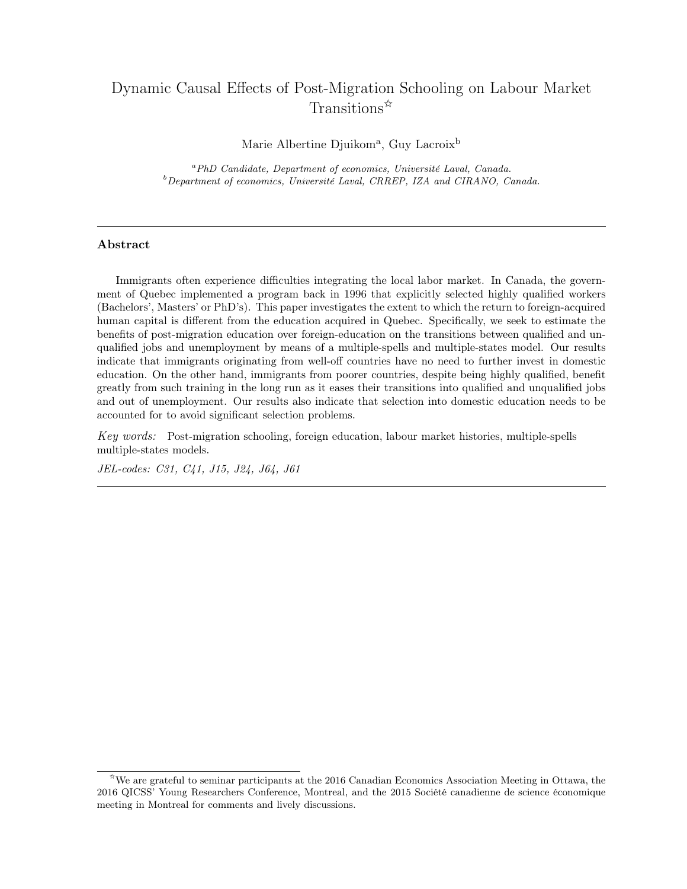# Dynamic Causal Effects of Post-Migration Schooling on Labour Market Transitions[☆]

Marie Albertine Djuikom[a], Guy Lacroix[b]

[a] *PhD Candidate, Department of economics, Université Laval, Canada.*
[b] *Department of economics, Université Laval, CRREP, IZA and CIRANO, Canada.*

---

### Abstract

Immigrants often experience difficulties integrating the local labor market. In Canada, the government of Quebec implemented a program back in 1996 that explicitly selected highly qualified workers (Bachelors', Masters' or PhD's). This paper investigates the extent to which the return to foreign-acquired human capital is different from the education acquired in Quebec. Specifically, we seek to estimate the benefits of post-migration education over foreign-education on the transitions between qualified and unqualified jobs and unemployment by means of a multiple-spells and multiple-states model. Our results indicate that immigrants originating from well-off countries have no need to further invest in domestic education. On the other hand, immigrants from poorer countries, despite being highly qualified, benefit greatly from such training in the long run as it eases their transitions into qualified and unqualified jobs and out of unemployment. Our results also indicate that selection into domestic education needs to be accounted for to avoid significant selection problems.

*Key words:* Post-migration schooling, foreign education, labour market histories, multiple-spells multiple-states models.

*JEL-codes: C31, C41, J15, J24, J64, J61*

---

[☆] We are grateful to seminar participants at the 2016 Canadian Economics Association Meeting in Ottawa, the 2016 QICSS' Young Researchers Conference, Montreal, and the 2015 Société canadienne de science économique meeting in Montreal for comments and lively discussions.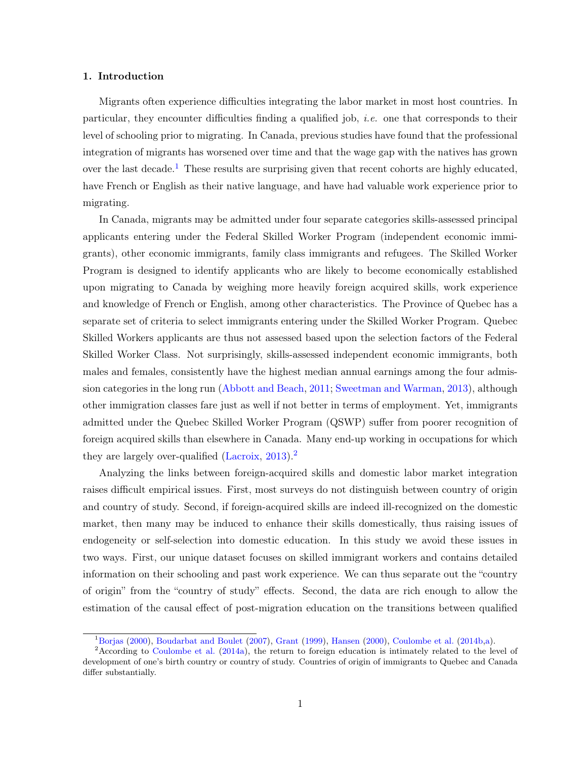## 1. Introduction

Migrants often experience difficulties integrating the labor market in most host countries. In particular, they encounter difficulties finding a qualified job, *i.e.* one that corresponds to their level of schooling prior to migrating. In Canada, previous studies have found that the professional integration of migrants has worsened over time and that the wage gap with the natives has grown over the last decade.[1] These results are surprising given that recent cohorts are highly educated, have French or English as their native language, and have had valuable work experience prior to migrating.

In Canada, migrants may be admitted under four separate categories skills-assessed principal applicants entering under the Federal Skilled Worker Program (independent economic immigrants), other economic immigrants, family class immigrants and refugees. The Skilled Worker Program is designed to identify applicants who are likely to become economically established upon migrating to Canada by weighing more heavily foreign acquired skills, work experience and knowledge of French or English, among other characteristics. The Province of Quebec has a separate set of criteria to select immigrants entering under the Skilled Worker Program. Quebec Skilled Workers applicants are thus not assessed based upon the selection factors of the Federal Skilled Worker Class. Not surprisingly, skills-assessed independent economic immigrants, both males and females, consistently have the highest median annual earnings among the four admission categories in the long run (Abbott and Beach, 2011; Sweetman and Warman, 2013), although other immigration classes fare just as well if not better in terms of employment. Yet, immigrants admitted under the Quebec Skilled Worker Program (QSWP) suffer from poorer recognition of foreign acquired skills than elsewhere in Canada. Many end-up working in occupations for which they are largely over-qualified (Lacroix, 2013).[2]

Analyzing the links between foreign-acquired skills and domestic labor market integration raises difficult empirical issues. First, most surveys do not distinguish between country of origin and country of study. Second, if foreign-acquired skills are indeed ill-recognized on the domestic market, then many may be induced to enhance their skills domestically, thus raising issues of endogeneity or self-selection into domestic education. In this study we avoid these issues in two ways. First, our unique dataset focuses on skilled immigrant workers and contains detailed information on their schooling and past work experience. We can thus separate out the "country of origin" from the "country of study" effects. Second, the data are rich enough to allow the estimation of the causal effect of post-migration education on the transitions between qualified

[1] Borjas (2000), Boudarbat and Boulet (2007), Grant (1999), Hansen (2000), Coulombe et al. (2014b,a).

[2] According to Coulombe et al. (2014a), the return to foreign education is intimately related to the level of development of one's birth country or country of study. Countries of origin of immigrants to Quebec and Canada differ substantially.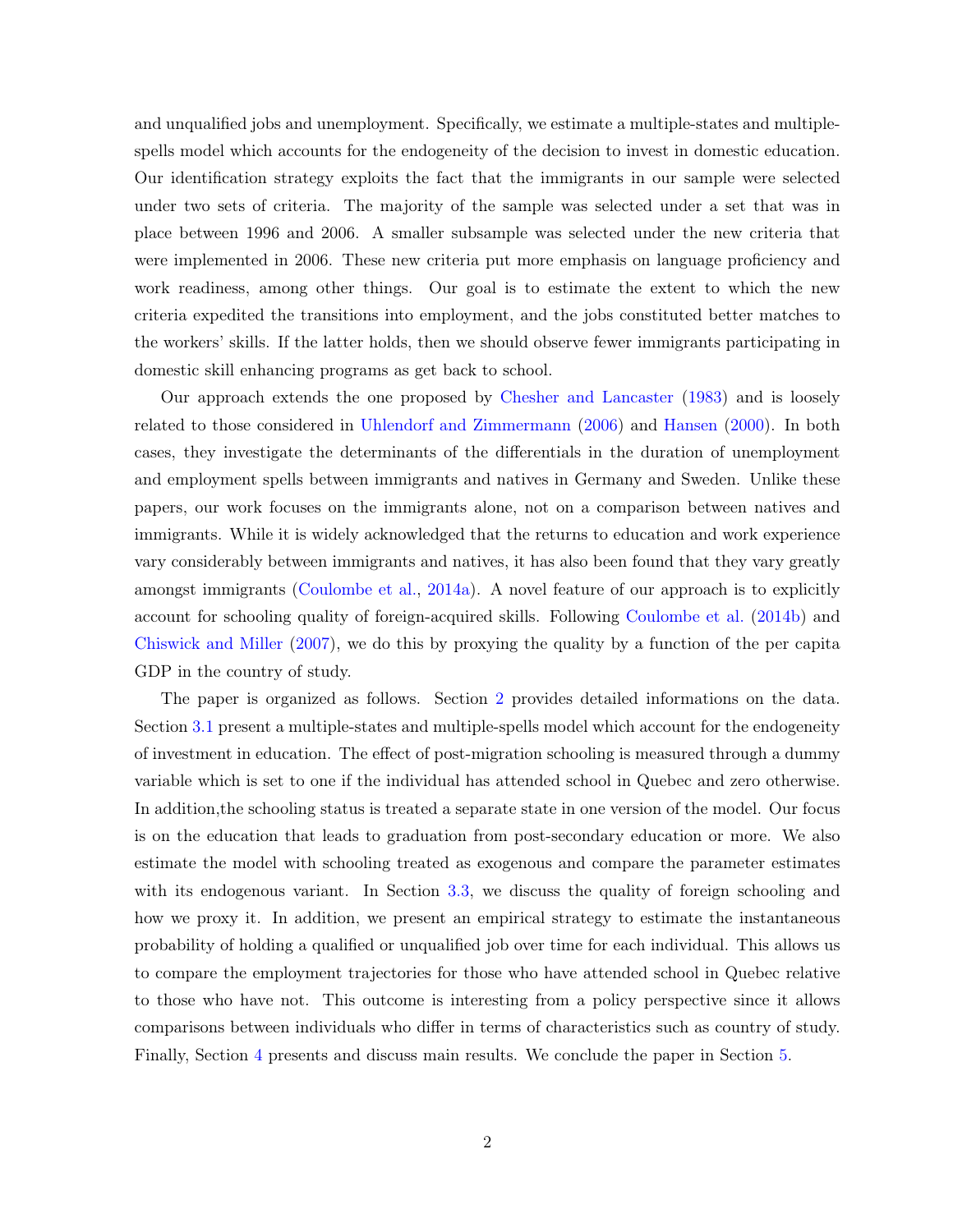and unqualified jobs and unemployment. Specifically, we estimate a multiple-states and multiple-spells model which accounts for the endogeneity of the decision to invest in domestic education. Our identification strategy exploits the fact that the immigrants in our sample were selected under two sets of criteria. The majority of the sample was selected under a set that was in place between 1996 and 2006. A smaller subsample was selected under the new criteria that were implemented in 2006. These new criteria put more emphasis on language proficiency and work readiness, among other things. Our goal is to estimate the extent to which the new criteria expedited the transitions into employment, and the jobs constituted better matches to the workers' skills. If the latter holds, then we should observe fewer immigrants participating in domestic skill enhancing programs as get back to school.

Our approach extends the one proposed by Chesher and Lancaster (1983) and is loosely related to those considered in Uhlendorf and Zimmermann (2006) and Hansen (2000). In both cases, they investigate the determinants of the differentials in the duration of unemployment and employment spells between immigrants and natives in Germany and Sweden. Unlike these papers, our work focuses on the immigrants alone, not on a comparison between natives and immigrants. While it is widely acknowledged that the returns to education and work experience vary considerably between immigrants and natives, it has also been found that they vary greatly amongst immigrants (Coulombe et al., 2014a). A novel feature of our approach is to explicitly account for schooling quality of foreign-acquired skills. Following Coulombe et al. (2014b) and Chiswick and Miller (2007), we do this by proxying the quality by a function of the per capita GDP in the country of study.

The paper is organized as follows. Section 2 provides detailed informations on the data. Section 3.1 present a multiple-states and multiple-spells model which account for the endogeneity of investment in education. The effect of post-migration schooling is measured through a dummy variable which is set to one if the individual has attended school in Quebec and zero otherwise. In addition,the schooling status is treated a separate state in one version of the model. Our focus is on the education that leads to graduation from post-secondary education or more. We also estimate the model with schooling treated as exogenous and compare the parameter estimates with its endogenous variant. In Section 3.3, we discuss the quality of foreign schooling and how we proxy it. In addition, we present an empirical strategy to estimate the instantaneous probability of holding a qualified or unqualified job over time for each individual. This allows us to compare the employment trajectories for those who have attended school in Quebec relative to those who have not. This outcome is interesting from a policy perspective since it allows comparisons between individuals who differ in terms of characteristics such as country of study. Finally, Section 4 presents and discuss main results. We conclude the paper in Section 5.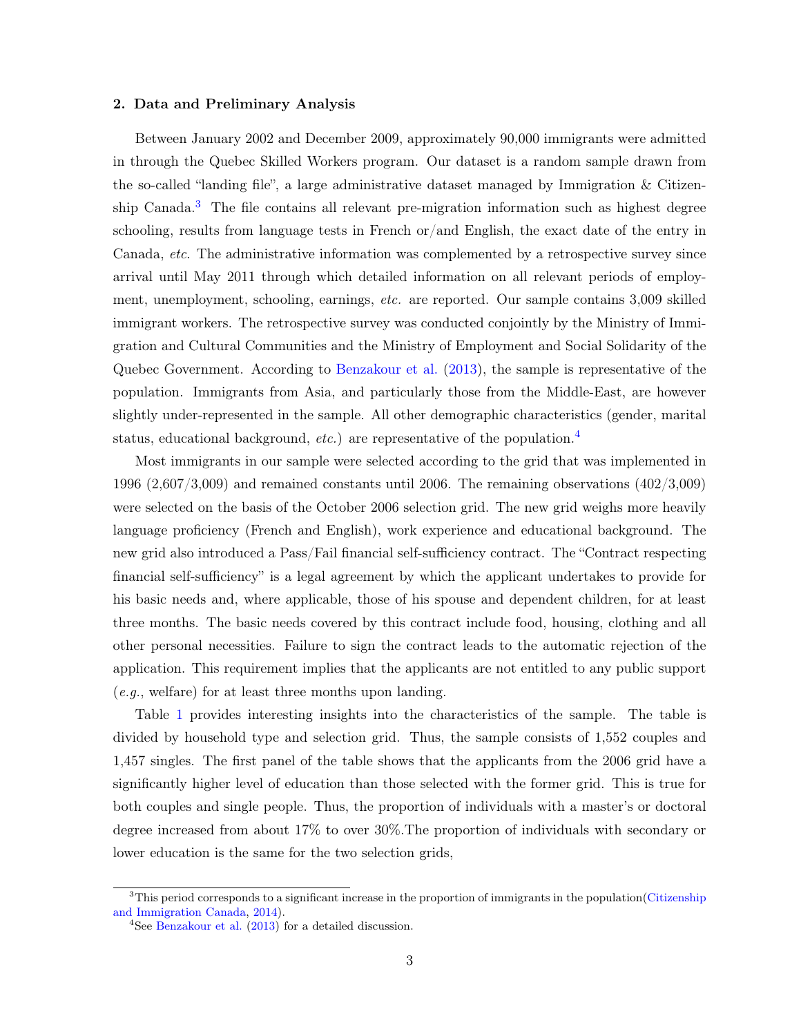## 2. Data and Preliminary Analysis

Between January 2002 and December 2009, approximately 90,000 immigrants were admitted in through the Quebec Skilled Workers program. Our dataset is a random sample drawn from the so-called "landing file", a large administrative dataset managed by Immigration & Citizenship Canada.[3] The file contains all relevant pre-migration information such as highest degree schooling, results from language tests in French or/and English, the exact date of the entry in Canada, *etc.* The administrative information was complemented by a retrospective survey since arrival until May 2011 through which detailed information on all relevant periods of employment, unemployment, schooling, earnings, *etc.* are reported. Our sample contains 3,009 skilled immigrant workers. The retrospective survey was conducted conjointly by the Ministry of Immigration and Cultural Communities and the Ministry of Employment and Social Solidarity of the Quebec Government. According to Benzakour et al. (2013), the sample is representative of the population. Immigrants from Asia, and particularly those from the Middle-East, are however slightly under-represented in the sample. All other demographic characteristics (gender, marital status, educational background, *etc.*) are representative of the population.[4]

Most immigrants in our sample were selected according to the grid that was implemented in 1996 (2,607/3,009) and remained constants until 2006. The remaining observations (402/3,009) were selected on the basis of the October 2006 selection grid. The new grid weighs more heavily language proficiency (French and English), work experience and educational background. The new grid also introduced a Pass/Fail financial self-sufficiency contract. The "Contract respecting financial self-sufficiency" is a legal agreement by which the applicant undertakes to provide for his basic needs and, where applicable, those of his spouse and dependent children, for at least three months. The basic needs covered by this contract include food, housing, clothing and all other personal necessities. Failure to sign the contract leads to the automatic rejection of the application. This requirement implies that the applicants are not entitled to any public support (*e.g.*, welfare) for at least three months upon landing.

Table 1 provides interesting insights into the characteristics of the sample. The table is divided by household type and selection grid. Thus, the sample consists of 1,552 couples and 1,457 singles. The first panel of the table shows that the applicants from the 2006 grid have a significantly higher level of education than those selected with the former grid. This is true for both couples and single people. Thus, the proportion of individuals with a master's or doctoral degree increased from about 17% to over 30%.The proportion of individuals with secondary or lower education is the same for the two selection grids,

[3] This period corresponds to a significant increase in the proportion of immigrants in the population(Citizenship and Immigration Canada, 2014).

[4] See Benzakour et al. (2013) for a detailed discussion.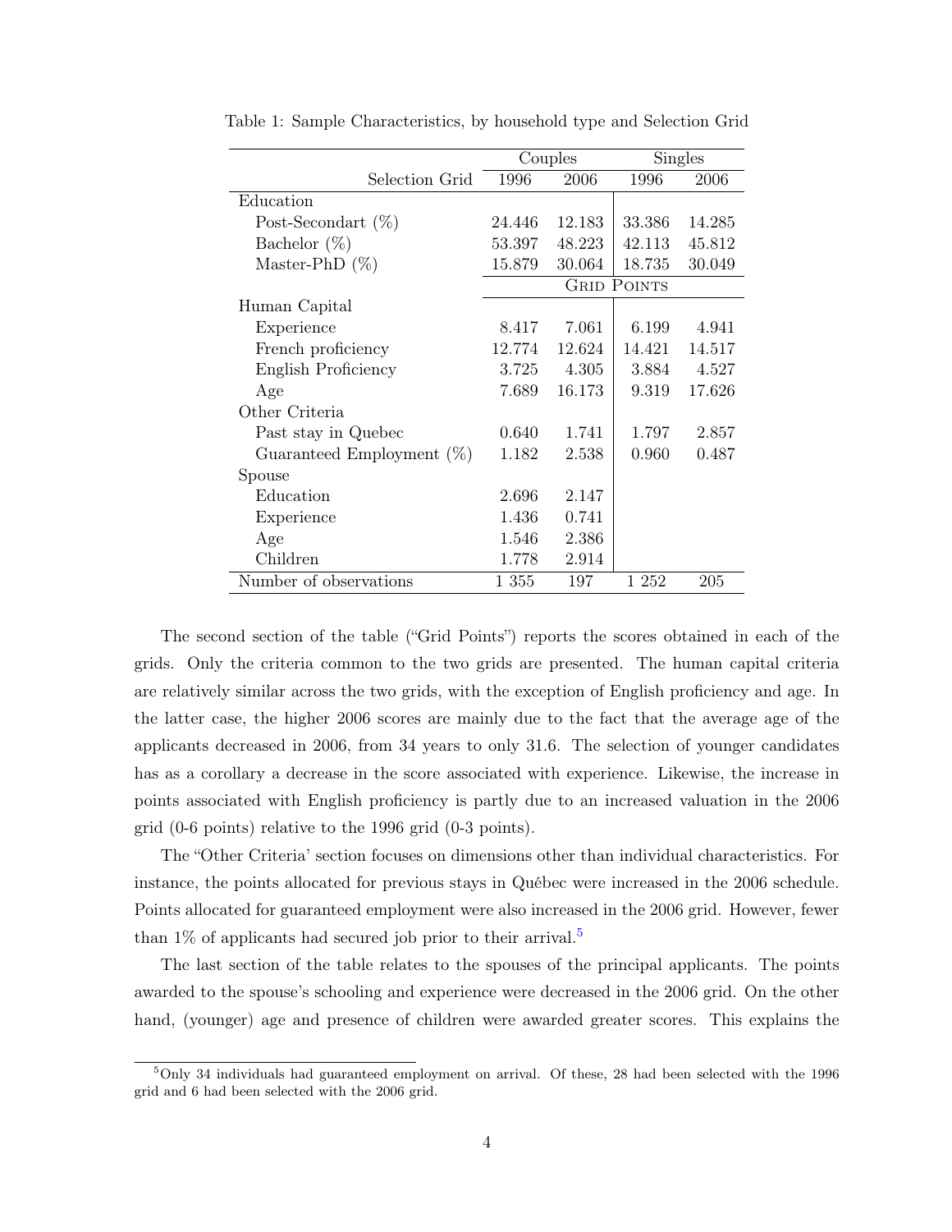Table 1: Sample Characteristics, by household type and Selection Grid

| | Couples | | Singles | |
|---|---|---|---|---|
| Selection Grid | 1996 | 2006 | 1996 | 2006 |
| Education | | | | |
| Post-Secondart (%) | 24.446 | 12.183 | 33.386 | 14.285 |
| Bachelor (%) | 53.397 | 48.223 | 42.113 | 45.812 |
| Master-PhD (%) | 15.879 | 30.064 | 18.735 | 30.049 |
| | Grid Points | | | |
| Human Capital | | | | |
| Experience | 8.417 | 7.061 | 6.199 | 4.941 |
| French proficiency | 12.774 | 12.624 | 14.421 | 14.517 |
| English Proficiency | 3.725 | 4.305 | 3.884 | 4.527 |
| Age | 7.689 | 16.173 | 9.319 | 17.626 |
| Other Criteria | | | | |
| Past stay in Quebec | 0.640 | 1.741 | 1.797 | 2.857 |
| Guaranteed Employment (%) | 1.182 | 2.538 | 0.960 | 0.487 |
| Spouse | | | | |
| Education | 2.696 | 2.147 | | |
| Experience | 1.436 | 0.741 | | |
| Age | 1.546 | 2.386 | | |
| Children | 1.778 | 2.914 | | |
| Number of observations | 1 355 | 197 | 1 252 | 205 |

The second section of the table ("Grid Points") reports the scores obtained in each of the grids. Only the criteria common to the two grids are presented. The human capital criteria are relatively similar across the two grids, with the exception of English proficiency and age. In the latter case, the higher 2006 scores are mainly due to the fact that the average age of the applicants decreased in 2006, from 34 years to only 31.6. The selection of younger candidates has as a corollary a decrease in the score associated with experience. Likewise, the increase in points associated with English proficiency is partly due to an increased valuation in the 2006 grid (0-6 points) relative to the 1996 grid (0-3 points).

The "Other Criteria' section focuses on dimensions other than individual characteristics. For instance, the points allocated for previous stays in Québec were increased in the 2006 schedule. Points allocated for guaranteed employment were also increased in the 2006 grid. However, fewer than 1% of applicants had secured job prior to their arrival.[5]

The last section of the table relates to the spouses of the principal applicants. The points awarded to the spouse's schooling and experience were decreased in the 2006 grid. On the other hand, (younger) age and presence of children were awarded greater scores. This explains the

[5] Only 34 individuals had guaranteed employment on arrival. Of these, 28 had been selected with the 1996 grid and 6 had been selected with the 2006 grid.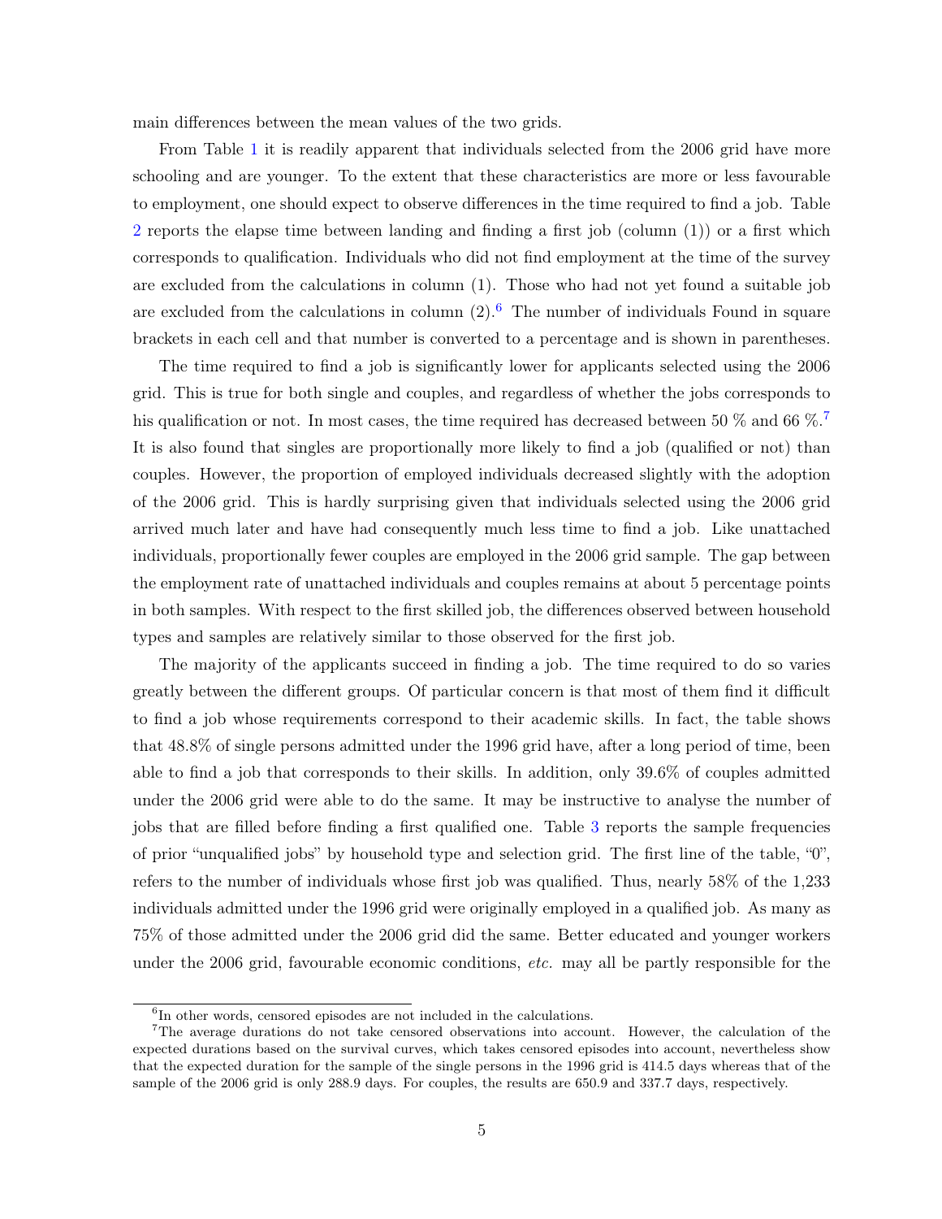main differences between the mean values of the two grids.

From Table 1 it is readily apparent that individuals selected from the 2006 grid have more schooling and are younger. To the extent that these characteristics are more or less favourable to employment, one should expect to observe differences in the time required to find a job. Table 2 reports the elapse time between landing and finding a first job (column (1)) or a first which corresponds to qualification. Individuals who did not find employment at the time of the survey are excluded from the calculations in column (1). Those who had not yet found a suitable job are excluded from the calculations in column (2).[6] The number of individuals Found in square brackets in each cell and that number is converted to a percentage and is shown in parentheses.

The time required to find a job is significantly lower for applicants selected using the 2006 grid. This is true for both single and couples, and regardless of whether the jobs corresponds to his qualification or not. In most cases, the time required has decreased between 50 % and 66 %.[7] It is also found that singles are proportionally more likely to find a job (qualified or not) than couples. However, the proportion of employed individuals decreased slightly with the adoption of the 2006 grid. This is hardly surprising given that individuals selected using the 2006 grid arrived much later and have had consequently much less time to find a job. Like unattached individuals, proportionally fewer couples are employed in the 2006 grid sample. The gap between the employment rate of unattached individuals and couples remains at about 5 percentage points in both samples. With respect to the first skilled job, the differences observed between household types and samples are relatively similar to those observed for the first job.

The majority of the applicants succeed in finding a job. The time required to do so varies greatly between the different groups. Of particular concern is that most of them find it difficult to find a job whose requirements correspond to their academic skills. In fact, the table shows that 48.8% of single persons admitted under the 1996 grid have, after a long period of time, been able to find a job that corresponds to their skills. In addition, only 39.6% of couples admitted under the 2006 grid were able to do the same. It may be instructive to analyse the number of jobs that are filled before finding a first qualified one. Table 3 reports the sample frequencies of prior "unqualified jobs" by household type and selection grid. The first line of the table, "0", refers to the number of individuals whose first job was qualified. Thus, nearly 58% of the 1,233 individuals admitted under the 1996 grid were originally employed in a qualified job. As many as 75% of those admitted under the 2006 grid did the same. Better educated and younger workers under the 2006 grid, favourable economic conditions, *etc.* may all be partly responsible for the

---

[6] In other words, censored episodes are not included in the calculations.

[7] The average durations do not take censored observations into account. However, the calculation of the expected durations based on the survival curves, which takes censored episodes into account, nevertheless show that the expected duration for the sample of the single persons in the 1996 grid is 414.5 days whereas that of the sample of the 2006 grid is only 288.9 days. For couples, the results are 650.9 and 337.7 days, respectively.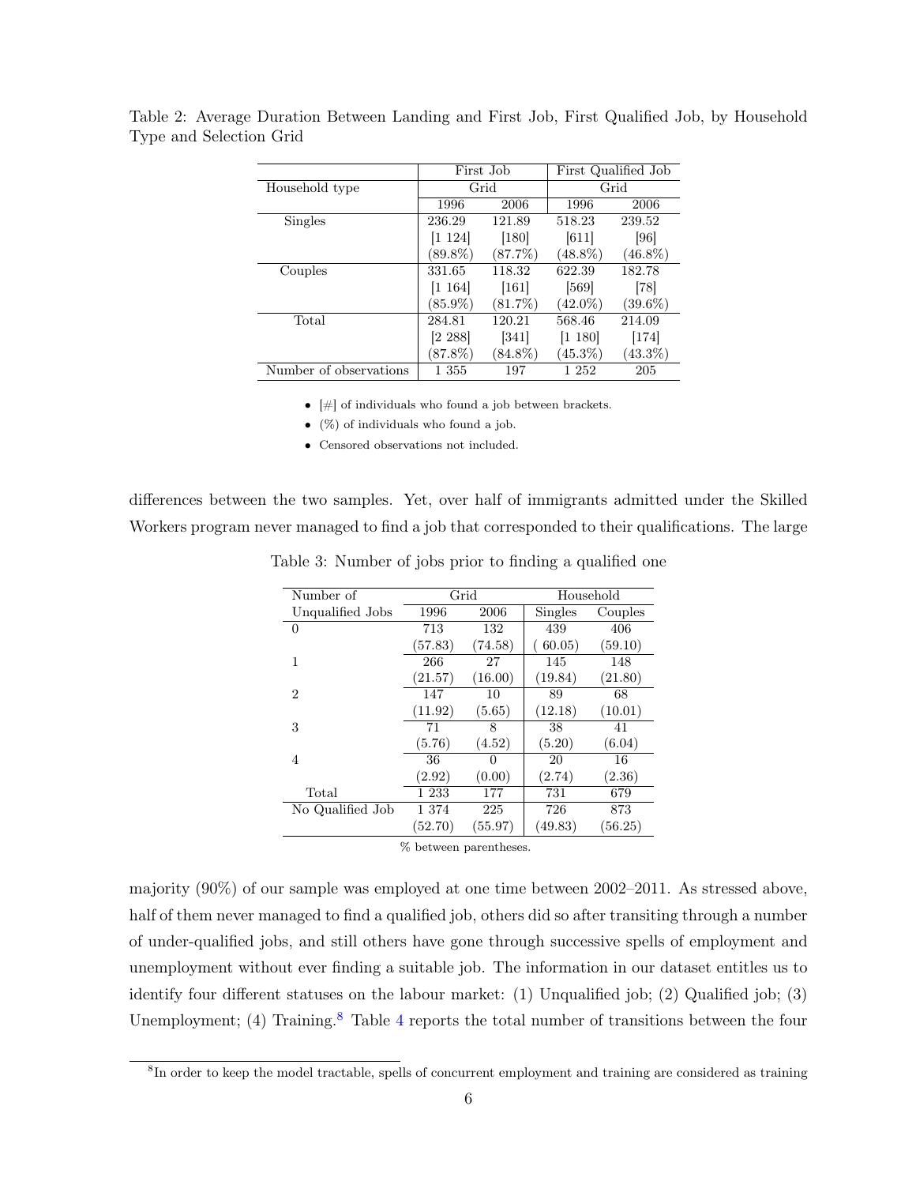Table 2: Average Duration Between Landing and First Job, First Qualified Job, by Household Type and Selection Grid

| | First Job | | First Qualified Job | |
|---|---|---|---|---|
| Household type | Grid | | Grid | |
| | 1996 | 2006 | 1996 | 2006 |
| Singles | 236.29 | 121.89 | 518.23 | 239.52 |
| | [1 124] | [180] | [611] | [96] |
| | (89.8%) | (87.7%) | (48.8%) | (46.8%) |
| Couples | 331.65 | 118.32 | 622.39 | 182.78 |
| | [1 164] | [161] | [569] | [78] |
| | (85.9%) | (81.7%) | (42.0%) | (39.6%) |
| Total | 284.81 | 120.21 | 568.46 | 214.09 |
| | [2 288] | [341] | [1 180] | [174] |
| | (87.8%) | (84.8%) | (45.3%) | (43.3%) |
| Number of observations | 1 355 | 197 | 1 252 | 205 |

- [#] of individuals who found a job between brackets.
- (%) of individuals who found a job.
- Censored observations not included.

differences between the two samples. Yet, over half of immigrants admitted under the Skilled Workers program never managed to find a job that corresponded to their qualifications. The large

Table 3: Number of jobs prior to finding a qualified one

| Number of | Grid | | Household | |
|---|---|---|---|---|
| Unqualified Jobs | 1996 | 2006 | Singles | Couples |
| 0 | 713 | 132 | 439 | 406 |
| | (57.83) | (74.58) | (60.05) | (59.10) |
| 1 | 266 | 27 | 145 | 148 |
| | (21.57) | (16.00) | (19.84) | (21.80) |
| 2 | 147 | 10 | 89 | 68 |
| | (11.92) | (5.65) | (12.18) | (10.01) |
| 3 | 71 | 8 | 38 | 41 |
| | (5.76) | (4.52) | (5.20) | (6.04) |
| 4 | 36 | 0 | 20 | 16 |
| | (2.92) | (0.00) | (2.74) | (2.36) |
| Total | 1 233 | 177 | 731 | 679 |
| No Qualified Job | 1 374 | 225 | 726 | 873 |
| | (52.70) | (55.97) | (49.83) | (56.25) |

% between parentheses.

majority (90%) of our sample was employed at one time between 2002–2011. As stressed above, half of them never managed to find a qualified job, others did so after transiting through a number of under-qualified jobs, and still others have gone through successive spells of employment and unemployment without ever finding a suitable job. The information in our dataset entitles us to identify four different statuses on the labour market: (1) Unqualified job; (2) Qualified job; (3) Unemployment; (4) Training.[8] Table 4 reports the total number of transitions between the four

[8] In order to keep the model tractable, spells of concurrent employment and training are considered as training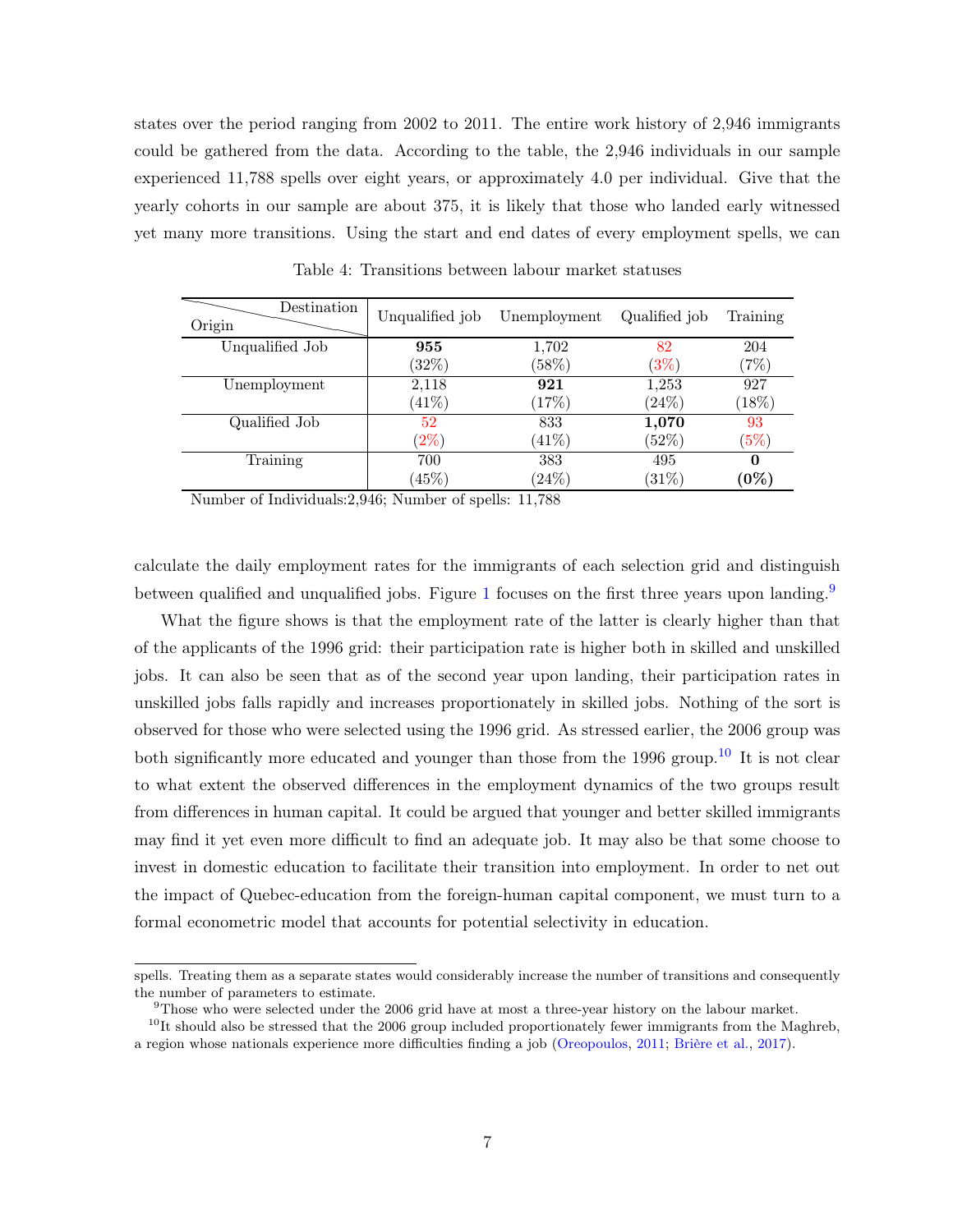states over the period ranging from 2002 to 2011. The entire work history of 2,946 immigrants could be gathered from the data. According to the table, the 2,946 individuals in our sample experienced 11,788 spells over eight years, or approximately 4.0 per individual. Give that the yearly cohorts in our sample are about 375, it is likely that those who landed early witnessed yet many more transitions. Using the start and end dates of every employment spells, we can

Table 4: Transitions between labour market statuses

| Origin \ Destination | Unqualified job | Unemployment | Qualified job | Training |
|---|---|---|---|---|
| Unqualified Job | **955** | 1,702 | 82 | 204 |
| | (32%) | (58%) | (3%) | (7%) |
| Unemployment | 2,118 | **921** | 1,253 | 927 |
| | (41%) | (17%) | (24%) | (18%) |
| Qualified Job | 52 | 833 | **1,070** | 93 |
| | (2%) | (41%) | (52%) | (5%) |
| Training | 700 | 383 | 495 | **0** |
| | (45%) | (24%) | (31%) | **(0%)** |

Number of Individuals:2,946; Number of spells: 11,788

calculate the daily employment rates for the immigrants of each selection grid and distinguish between qualified and unqualified jobs. Figure 1 focuses on the first three years upon landing.[9]

What the figure shows is that the employment rate of the latter is clearly higher than that of the applicants of the 1996 grid: their participation rate is higher both in skilled and unskilled jobs. It can also be seen that as of the second year upon landing, their participation rates in unskilled jobs falls rapidly and increases proportionately in skilled jobs. Nothing of the sort is observed for those who were selected using the 1996 grid. As stressed earlier, the 2006 group was both significantly more educated and younger than those from the 1996 group.[10] It is not clear to what extent the observed differences in the employment dynamics of the two groups result from differences in human capital. It could be argued that younger and better skilled immigrants may find it yet even more difficult to find an adequate job. It may also be that some choose to invest in domestic education to facilitate their transition into employment. In order to net out the impact of Quebec-education from the foreign-human capital component, we must turn to a formal econometric model that accounts for potential selectivity in education.

spells. Treating them as a separate states would considerably increase the number of transitions and consequently the number of parameters to estimate.

[9] Those who were selected under the 2006 grid have at most a three-year history on the labour market.

[10] It should also be stressed that the 2006 group included proportionately fewer immigrants from the Maghreb, a region whose nationals experience more difficulties finding a job (Oreopoulos, 2011; Brière et al., 2017).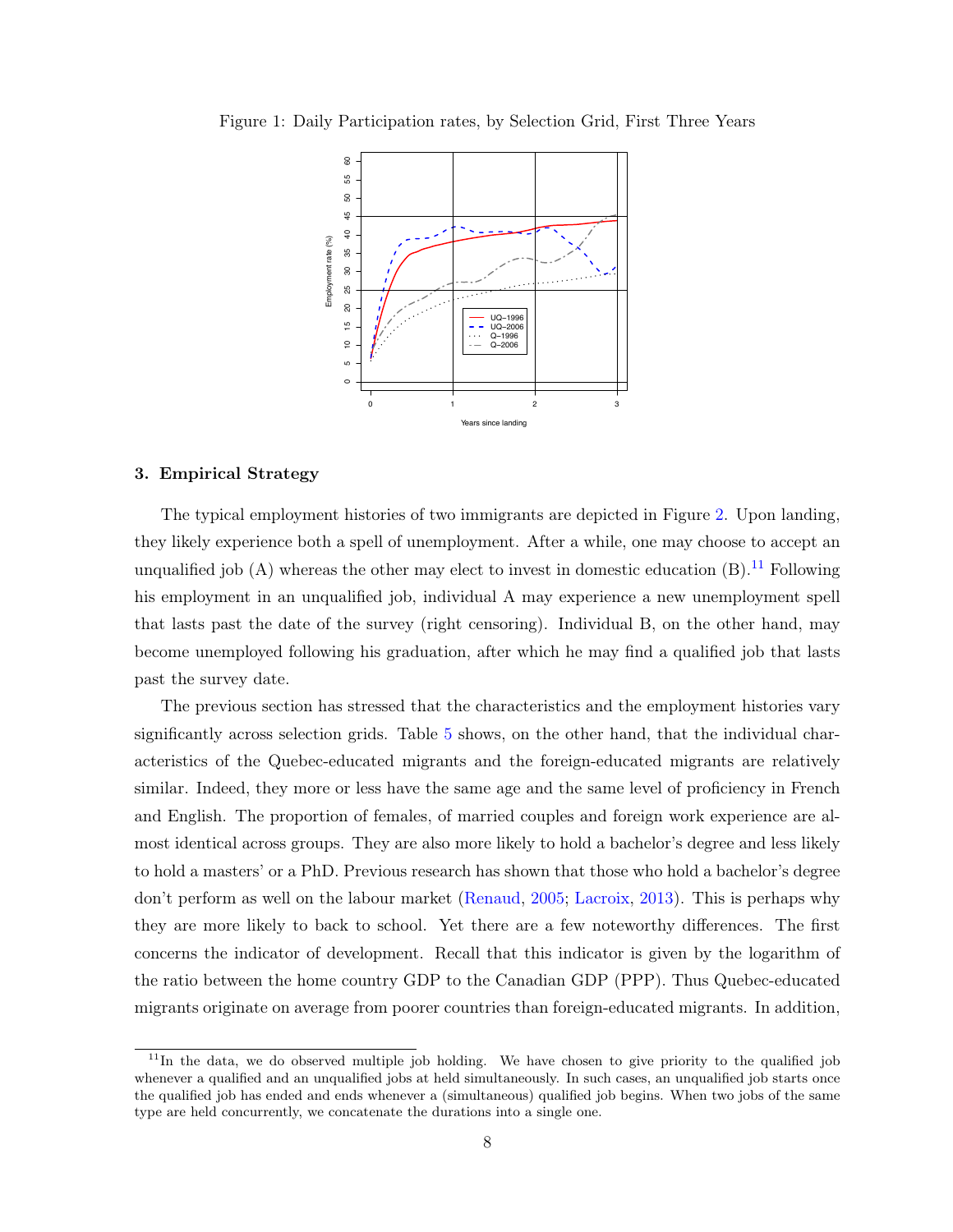Figure 1: Daily Participation rates, by Selection Grid, First Three Years

## 3. Empirical Strategy

The typical employment histories of two immigrants are depicted in Figure 2. Upon landing, they likely experience both a spell of unemployment. After a while, one may choose to accept an unqualified job (A) whereas the other may elect to invest in domestic education (B).[11] Following his employment in an unqualified job, individual A may experience a new unemployment spell that lasts past the date of the survey (right censoring). Individual B, on the other hand, may become unemployed following his graduation, after which he may find a qualified job that lasts past the survey date.

The previous section has stressed that the characteristics and the employment histories vary significantly across selection grids. Table 5 shows, on the other hand, that the individual characteristics of the Quebec-educated migrants and the foreign-educated migrants are relatively similar. Indeed, they more or less have the same age and the same level of proficiency in French and English. The proportion of females, of married couples and foreign work experience are almost identical across groups. They are also more likely to hold a bachelor's degree and less likely to hold a masters' or a PhD. Previous research has shown that those who hold a bachelor's degree don't perform as well on the labour market (Renaud, 2005; Lacroix, 2013). This is perhaps why they are more likely to back to school. Yet there are a few noteworthy differences. The first concerns the indicator of development. Recall that this indicator is given by the logarithm of the ratio between the home country GDP to the Canadian GDP (PPP). Thus Quebec-educated migrants originate on average from poorer countries than foreign-educated migrants. In addition,

[11] In the data, we do observed multiple job holding. We have chosen to give priority to the qualified job whenever a qualified and an unqualified jobs at held simultaneously. In such cases, an unqualified job starts once the qualified job has ended and ends whenever a (simultaneous) qualified job begins. When two jobs of the same type are held concurrently, we concatenate the durations into a single one.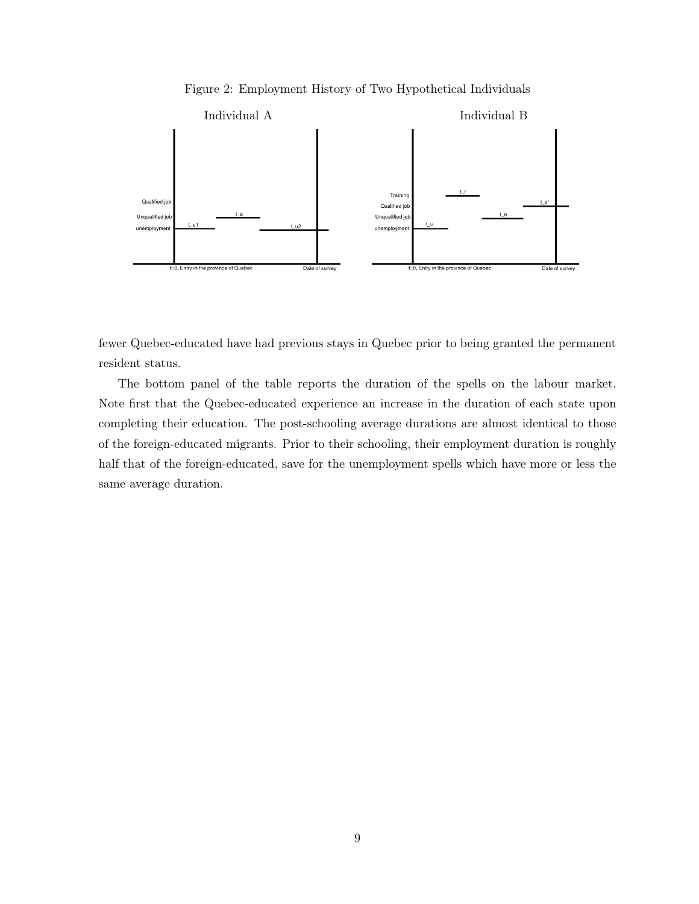Figure 2: Employment History of Two Hypothetical Individuals

fewer Quebec-educated have had previous stays in Quebec prior to being granted the permanent resident status.

The bottom panel of the table reports the duration of the spells on the labour market. Note first that the Quebec-educated experience an increase in the duration of each state upon completing their education. The post-schooling average durations are almost identical to those of the foreign-educated migrants. Prior to their schooling, their employment duration is roughly half that of the foreign-educated, save for the unemployment spells which have more or less the same average duration.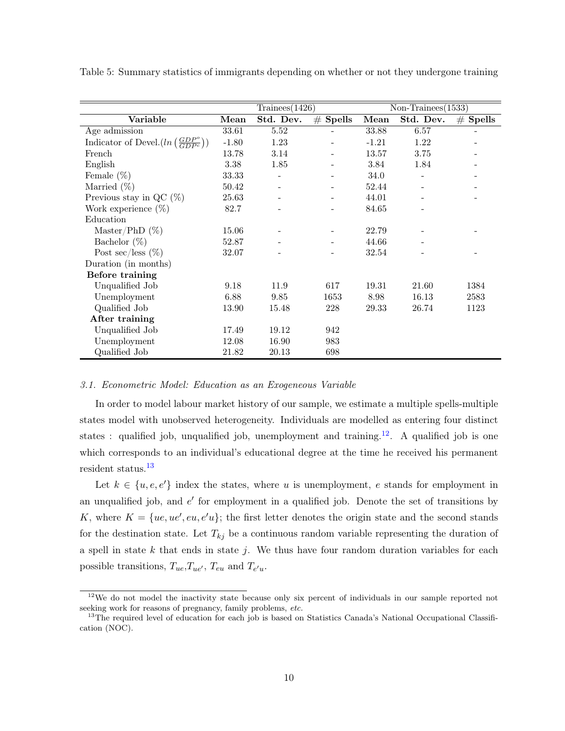Table 5: Summary statistics of immigrants depending on whether or not they undergone training

| | Trainees(1426) | | | Non-Trainees(1533) | | |
|---|---|---|---|---|---|---|
| **Variable** | **Mean** | **Std. Dev.** | **# Spells** | **Mean** | **Std. Dev.** | **# Spells** |
| Age admission | 33.61 | 5.52 | - | 33.88 | 6.57 | - |
| Indicator of Devel.($ln\left(\frac{GDP^o}{GDP^c}\right)$) | -1.80 | 1.23 | - | -1.21 | 1.22 | - |
| French | 13.78 | 3.14 | - | 13.57 | 3.75 | - |
| English | 3.38 | 1.85 | - | 3.84 | 1.84 | - |
| Female (%) | 33.33 | - | - | 34.0 | - | - |
| Married (%) | 50.42 | - | - | 52.44 | - | - |
| Previous stay in QC (%) | 25.63 | - | - | 44.01 | - | - |
| Work experience (%) | 82.7 | - | - | 84.65 | - | |
| Education | | | | | | |
| Master/PhD (%) | 15.06 | - | - | 22.79 | - | - |
| Bachelor (%) | 52.87 | - | - | 44.66 | - | |
| Post sec/less (%) | 32.07 | - | - | 32.54 | - | - |
| Duration (in months) | | | | | | |
| **Before training** | | | | | | |
| Unqualified Job | 9.18 | 11.9 | 617 | 19.31 | 21.60 | 1384 |
| Unemployment | 6.88 | 9.85 | 1653 | 8.98 | 16.13 | 2583 |
| Qualified Job | 13.90 | 15.48 | 228 | 29.33 | 26.74 | 1123 |
| **After training** | | | | | | |
| Unqualified Job | 17.49 | 19.12 | 942 | | | |
| Unemployment | 12.08 | 16.90 | 983 | | | |
| Qualified Job | 21.82 | 20.13 | 698 | | | |

### *3.1. Econometric Model: Education as an Exogeneous Variable*

In order to model labour market history of our sample, we estimate a multiple spells-multiple states model with unobserved heterogeneity. Individuals are modelled as entering four distinct states : qualified job, unqualified job, unemployment and training.[12]. A qualified job is one which corresponds to an individual's educational degree at the time he received his permanent resident status.[13]

Let $k \in \{u, e, e'\}$ index the states, where $u$ is unemployment, $e$ stands for employment in an unqualified job, and $e'$ for employment in a qualified job. Denote the set of transitions by $K$, where $K = \{ue, ue', eu, e'u\}$; the first letter denotes the origin state and the second stands for the destination state. Let $T_{kj}$ be a continuous random variable representing the duration of a spell in state $k$ that ends in state $j$. We thus have four random duration variables for each possible transitions, $T_{ue}$,$T_{ue'}$, $T_{eu}$ and $T_{e'u}$.

[12]We do not model the inactivity state because only six percent of individuals in our sample reported not seeking work for reasons of pregnancy, family problems, *etc.*

[13]The required level of education for each job is based on Statistics Canada's National Occupational Classification (NOC).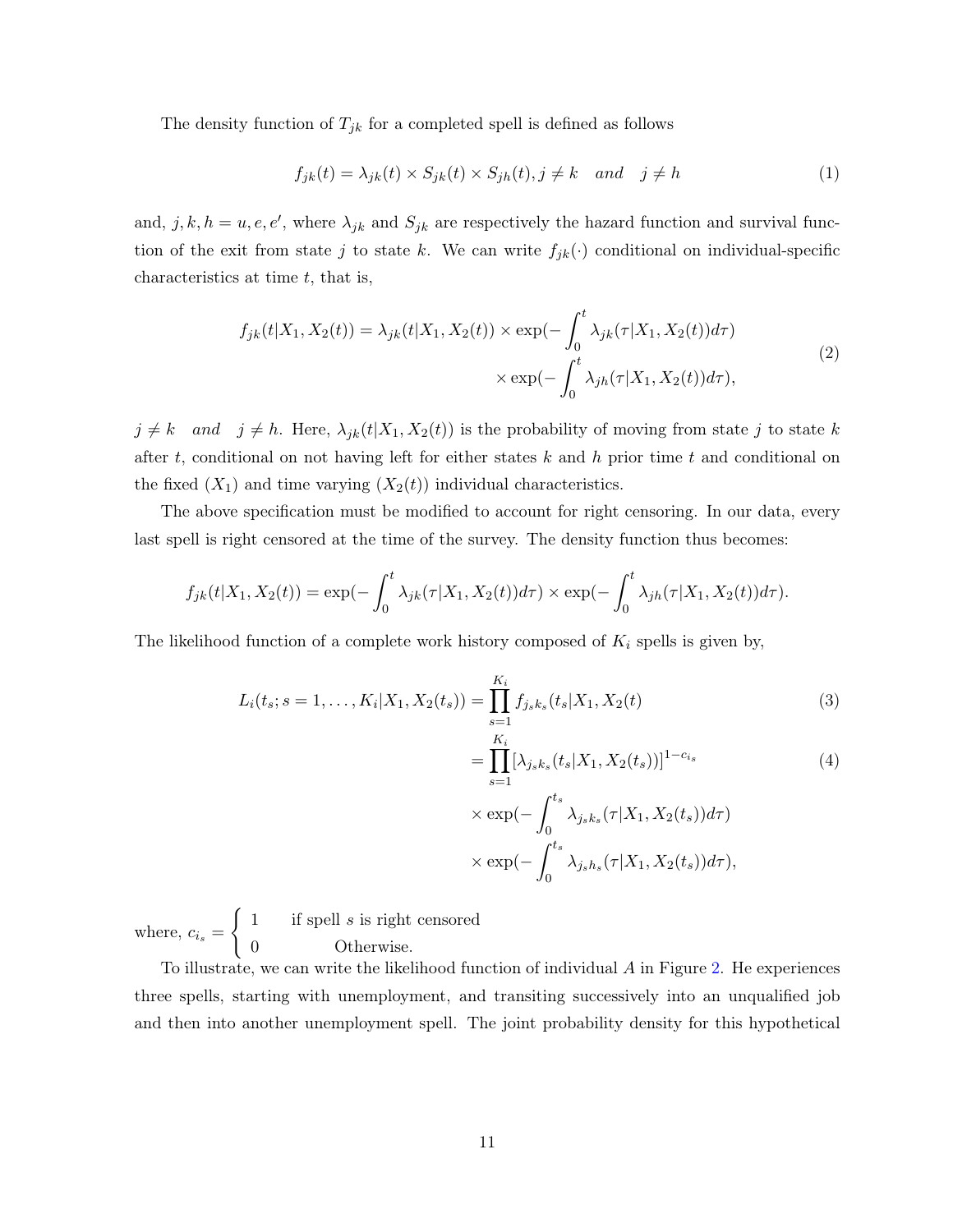The density function of $T_{jk}$ for a completed spell is defined as follows

$$f_{jk}(t) = \lambda_{jk}(t) \times S_{jk}(t) \times S_{jh}(t), j \neq k \quad and \quad j \neq h \tag{1}$$

and, $j, k, h = u, e, e'$, where $\lambda_{jk}$ and $S_{jk}$ are respectively the hazard function and survival function of the exit from state $j$ to state $k$. We can write $f_{jk}(\cdot)$ conditional on individual-specific characteristics at time $t$, that is,

$$\begin{aligned} f_{jk}(t|X_1, X_2(t)) = \lambda_{jk}(t|X_1, X_2(t)) \times \exp(-\int_0^t \lambda_{jk}(\tau|X_1, X_2(t))d\tau) \\ \times \exp(-\int_0^t \lambda_{jh}(\tau|X_1, X_2(t))d\tau), \end{aligned} \tag{2}$$

$j \neq k \quad and \quad j \neq h$. Here, $\lambda_{jk}(t|X_1, X_2(t))$ is the probability of moving from state $j$ to state $k$ after $t$, conditional on not having left for either states $k$ and $h$ prior time $t$ and conditional on the fixed $(X_1)$ and time varying $(X_2(t))$ individual characteristics.

The above specification must be modified to account for right censoring. In our data, every last spell is right censored at the time of the survey. The density function thus becomes:

$$f_{jk}(t|X_1, X_2(t)) = \exp(-\int_0^t \lambda_{jk}(\tau|X_1, X_2(t))d\tau) \times \exp(-\int_0^t \lambda_{jh}(\tau|X_1, X_2(t))d\tau).$$

The likelihood function of a complete work history composed of $K_i$ spells is given by,

$$L_i(t_s; s = 1, \ldots, K_i|X_1, X_2(t_s)) = \prod_{s=1}^{K_i} f_{j_s k_s}(t_s|X_1, X_2(t) \tag{3}$$

$$\begin{aligned} &= \prod_{s=1}^{K_i} [\lambda_{j_s k_s}(t_s|X_1, X_2(t_s))]^{1-c_{i_s}} \\ &\times \exp(-\int_0^{t_s} \lambda_{j_s k_s}(\tau|X_1, X_2(t_s))d\tau) \\ &\times \exp(-\int_0^{t_s} \lambda_{j_s h_s}(\tau|X_1, X_2(t_s))d\tau), \end{aligned} \tag{4}$$

where, $c_{i_s} = \begin{cases} 1 & \text{if spell } s \text{ is right censored} \\ 0 & \text{Otherwise.} \end{cases}$

To illustrate, we can write the likelihood function of individual $A$ in Figure 2. He experiences three spells, starting with unemployment, and transiting successively into an unqualified job and then into another unemployment spell. The joint probability density for this hypothetical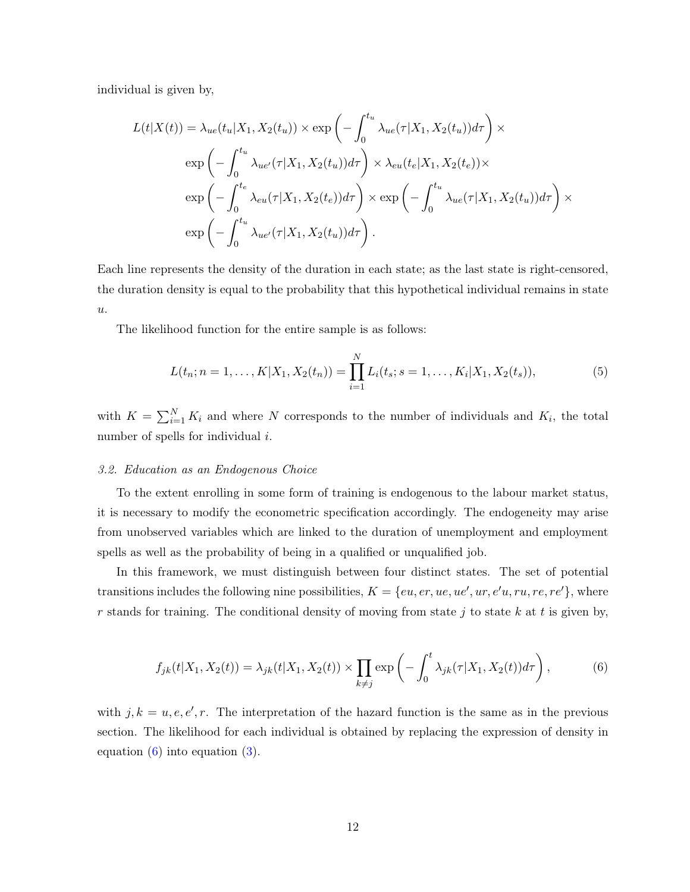individual is given by,

$$
\begin{aligned}
L(t|X(t)) = \lambda_{ue}(t_u|X_1, X_2(t_u)) \times \exp\left(-\int_0^{t_u} \lambda_{ue}(\tau|X_1, X_2(t_u))d\tau\right) \times \\
\exp\left(-\int_0^{t_u} \lambda_{ue'}(\tau|X_1, X_2(t_u))d\tau\right) \times \lambda_{eu}(t_e|X_1, X_2(t_e)) \times \\
\exp\left(-\int_0^{t_e} \lambda_{eu}(\tau|X_1, X_2(t_e))d\tau\right) \times \exp\left(-\int_0^{t_u} \lambda_{ue}(\tau|X_1, X_2(t_u))d\tau\right) \times \\
\exp\left(-\int_0^{t_u} \lambda_{ue'}(\tau|X_1, X_2(t_u))d\tau\right).
\end{aligned}
$$

Each line represents the density of the duration in each state; as the last state is right-censored, the duration density is equal to the probability that this hypothetical individual remains in state $u$.

The likelihood function for the entire sample is as follows:

$$
L(t_n; n = 1, \ldots, K|X_1, X_2(t_n)) = \prod_{i=1}^{N} L_i(t_s; s = 1, \ldots, K_i|X_1, X_2(t_s)), \tag{5}
$$

with $K = \sum_{i=1}^{N} K_i$ and where $N$ corresponds to the number of individuals and $K_i$, the total number of spells for individual $i$.

### 3.2. Education as an Endogenous Choice

To the extent enrolling in some form of training is endogenous to the labour market status, it is necessary to modify the econometric specification accordingly. The endogeneity may arise from unobserved variables which are linked to the duration of unemployment and employment spells as well as the probability of being in a qualified or unqualified job.

In this framework, we must distinguish between four distinct states. The set of potential transitions includes the following nine possibilities, $K = \{eu, er, ue, ue', ur, e'u, ru, re, re'\}$, where $r$ stands for training. The conditional density of moving from state $j$ to state $k$ at $t$ is given by,

$$
f_{jk}(t|X_1, X_2(t)) = \lambda_{jk}(t|X_1, X_2(t)) \times \prod_{k \neq j} \exp\left(-\int_0^{t} \lambda_{jk}(\tau|X_1, X_2(t))d\tau\right), \tag{6}
$$

with $j, k = u, e, e', r$. The interpretation of the hazard function is the same as in the previous section. The likelihood for each individual is obtained by replacing the expression of density in equation (6) into equation (3).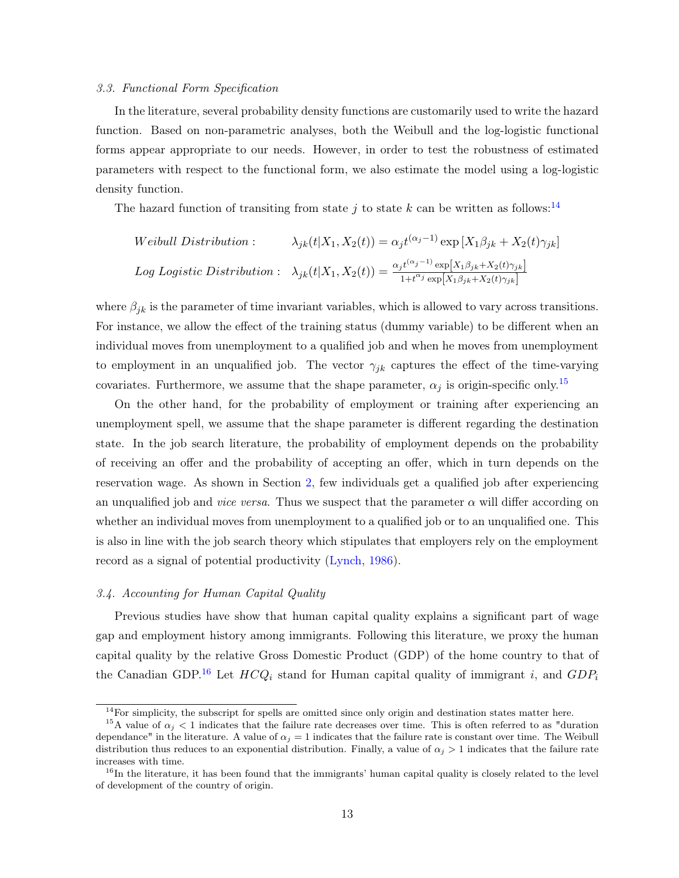### 3.3. Functional Form Specification

In the literature, several probability density functions are customarily used to write the hazard function. Based on non-parametric analyses, both the Weibull and the log-logistic functional forms appear appropriate to our needs. However, in order to test the robustness of estimated parameters with respect to the functional form, we also estimate the model using a log-logistic density function.

The hazard function of transiting from state $j$ to state $k$ can be written as follows:[14]

$$Weibull\ Distribution: \quad \lambda_{jk}(t|X_1, X_2(t)) = \alpha_j t^{(\alpha_j - 1)} \exp\left[X_1\beta_{jk} + X_2(t)\gamma_{jk}\right]$$

$$Log\ Logistic\ Distribution: \quad \lambda_{jk}(t|X_1, X_2(t)) = \frac{\alpha_j t^{(\alpha_j - 1)} \exp\left[X_1\beta_{jk} + X_2(t)\gamma_{jk}\right]}{1 + t^{\alpha_j} \exp\left[X_1\beta_{jk} + X_2(t)\gamma_{jk}\right]}$$

where $\beta_{jk}$ is the parameter of time invariant variables, which is allowed to vary across transitions. For instance, we allow the effect of the training status (dummy variable) to be different when an individual moves from unemployment to a qualified job and when he moves from unemployment to employment in an unqualified job. The vector $\gamma_{jk}$ captures the effect of the time-varying covariates. Furthermore, we assume that the shape parameter, $\alpha_j$ is origin-specific only.[15]

On the other hand, for the probability of employment or training after experiencing an unemployment spell, we assume that the shape parameter is different regarding the destination state. In the job search literature, the probability of employment depends on the probability of receiving an offer and the probability of accepting an offer, which in turn depends on the reservation wage. As shown in Section 2, few individuals get a qualified job after experiencing an unqualified job and *vice versa*. Thus we suspect that the parameter $\alpha$ will differ according on whether an individual moves from unemployment to a qualified job or to an unqualified one. This is also in line with the job search theory which stipulates that employers rely on the employment record as a signal of potential productivity (Lynch, 1986).

### 3.4. Accounting for Human Capital Quality

Previous studies have show that human capital quality explains a significant part of wage gap and employment history among immigrants. Following this literature, we proxy the human capital quality by the relative Gross Domestic Product (GDP) of the home country to that of the Canadian GDP.[16] Let $HCQ_i$ stand for Human capital quality of immigrant $i$, and $GDP_i$

---

[14] For simplicity, the subscript for spells are omitted since only origin and destination states matter here.

[15] A value of $\alpha_j < 1$ indicates that the failure rate decreases over time. This is often referred to as "duration dependance" in the literature. A value of $\alpha_j = 1$ indicates that the failure rate is constant over time. The Weibull distribution thus reduces to an exponential distribution. Finally, a value of $\alpha_j > 1$ indicates that the failure rate increases with time.

[16] In the literature, it has been found that the immigrants' human capital quality is closely related to the level of development of the country of origin.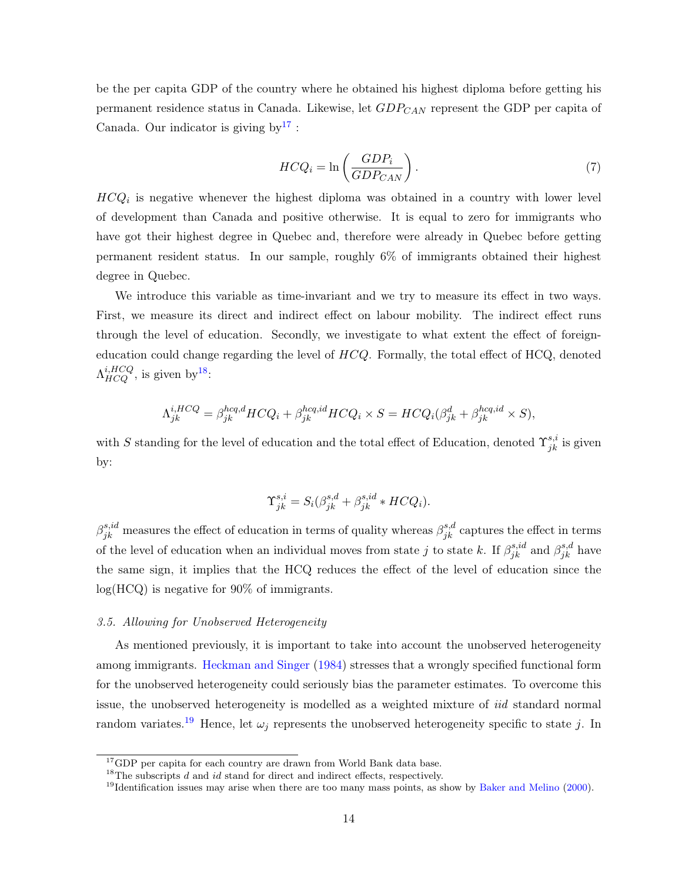be the per capita GDP of the country where he obtained his highest diploma before getting his permanent residence status in Canada. Likewise, let $GDP_{CAN}$ represent the GDP per capita of Canada. Our indicator is giving by[17] :

$$HCQ_i = \ln\left(\frac{GDP_i}{GDP_{CAN}}\right). \tag{7}$$

$HCQ_i$ is negative whenever the highest diploma was obtained in a country with lower level of development than Canada and positive otherwise. It is equal to zero for immigrants who have got their highest degree in Quebec and, therefore were already in Quebec before getting permanent resident status. In our sample, roughly 6% of immigrants obtained their highest degree in Quebec.

We introduce this variable as time-invariant and we try to measure its effect in two ways. First, we measure its direct and indirect effect on labour mobility. The indirect effect runs through the level of education. Secondly, we investigate to what extent the effect of foreign-education could change regarding the level of $HCQ$. Formally, the total effect of HCQ, denoted $\Lambda_{HCQ}^{i,HCQ}$, is given by[18]:

$$\Lambda_{jk}^{i,HCQ} = \beta_{jk}^{hcq,d} HCQ_i + \beta_{jk}^{hcq,id} HCQ_i \times S = HCQ_i(\beta_{jk}^{d} + \beta_{jk}^{hcq,id} \times S),$$

with $S$ standing for the level of education and the total effect of Education, denoted $\Upsilon_{jk}^{s,i}$ is given by:

$$\Upsilon_{jk}^{s,i} = S_i(\beta_{jk}^{s,d} + \beta_{jk}^{s,id} * HCQ_i).$$

$\beta_{jk}^{s,id}$ measures the effect of education in terms of quality whereas $\beta_{jk}^{s,d}$ captures the effect in terms of the level of education when an individual moves from state $j$ to state $k$. If $\beta_{jk}^{s,id}$ and $\beta_{jk}^{s,d}$ have the same sign, it implies that the HCQ reduces the effect of the level of education since the log(HCQ) is negative for 90% of immigrants.

### *3.5. Allowing for Unobserved Heterogeneity*

As mentioned previously, it is important to take into account the unobserved heterogeneity among immigrants. Heckman and Singer (1984) stresses that a wrongly specified functional form for the unobserved heterogeneity could seriously bias the parameter estimates. To overcome this issue, the unobserved heterogeneity is modelled as a weighted mixture of *iid* standard normal random variates.[19] Hence, let $\omega_j$ represents the unobserved heterogeneity specific to state $j$. In

[17] GDP per capita for each country are drawn from World Bank data base.

[18] The subscripts $d$ and $id$ stand for direct and indirect effects, respectively.

[19] Identification issues may arise when there are too many mass points, as show by Baker and Melino (2000).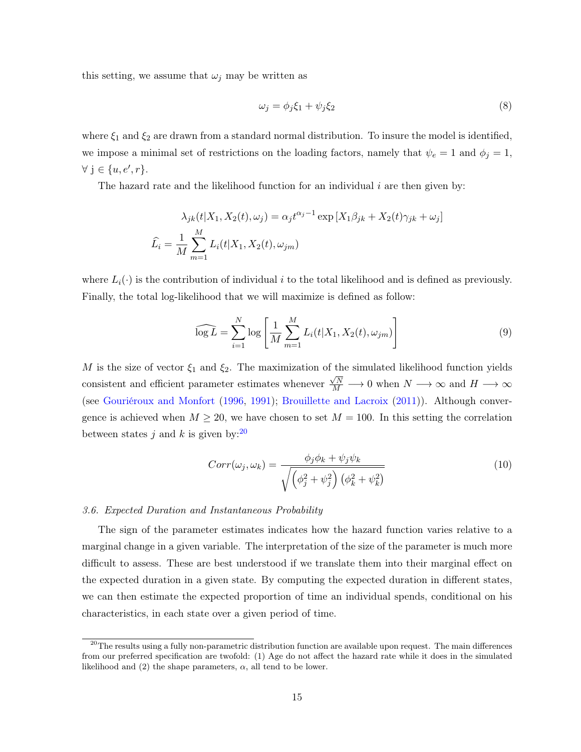this setting, we assume that $\omega_j$ may be written as

$$\omega_j = \phi_j \xi_1 + \psi_j \xi_2 \tag{8}$$

where $\xi_1$ and $\xi_2$ are drawn from a standard normal distribution. To insure the model is identified, we impose a minimal set of restrictions on the loading factors, namely that $\psi_e = 1$ and $\phi_j = 1$, $\forall$ j $\in \{u, e', r\}$.

The hazard rate and the likelihood function for an individual $i$ are then given by:

$$\lambda_{jk}(t|X_1, X_2(t), \omega_j) = \alpha_j t^{\alpha_j - 1} \exp\left[X_1\beta_{jk} + X_2(t)\gamma_{jk} + \omega_j\right]$$

$$\widehat{L}_i = \frac{1}{M}\sum_{m=1}^{M} L_i(t|X_1, X_2(t), \omega_{jm})$$

where $L_i(\cdot)$ is the contribution of individual $i$ to the total likelihood and is defined as previously. Finally, the total log-likelihood that we will maximize is defined as follow:

$$\widehat{\log L} = \sum_{i=1}^{N} \log\left[\frac{1}{M}\sum_{m=1}^{M} L_i(t|X_1, X_2(t), \omega_{jm})\right] \tag{9}$$

$M$ is the size of vector $\xi_1$ and $\xi_2$. The maximization of the simulated likelihood function yields consistent and efficient parameter estimates whenever $\frac{\sqrt{N}}{M} \longrightarrow 0$ when $N \longrightarrow \infty$ and $H \longrightarrow \infty$ (see Gouriéroux and Monfort (1996, 1991); Brouillette and Lacroix (2011)). Although convergence is achieved when $M \geq 20$, we have chosen to set $M = 100$. In this setting the correlation between states $j$ and $k$ is given by:[20]

$$Corr(\omega_j, \omega_k) = \frac{\phi_j\phi_k + \psi_j\psi_k}{\sqrt{\left(\phi_j^2 + \psi_j^2\right)\left(\phi_k^2 + \psi_k^2\right)}} \tag{10}$$

*3.6. Expected Duration and Instantaneous Probability*

The sign of the parameter estimates indicates how the hazard function varies relative to a marginal change in a given variable. The interpretation of the size of the parameter is much more difficult to assess. These are best understood if we translate them into their marginal effect on the expected duration in a given state. By computing the expected duration in different states, we can then estimate the expected proportion of time an individual spends, conditional on his characteristics, in each state over a given period of time.

[20] The results using a fully non-parametric distribution function are available upon request. The main differences from our preferred specification are twofold: (1) Age do not affect the hazard rate while it does in the simulated likelihood and (2) the shape parameters, $\alpha$, all tend to be lower.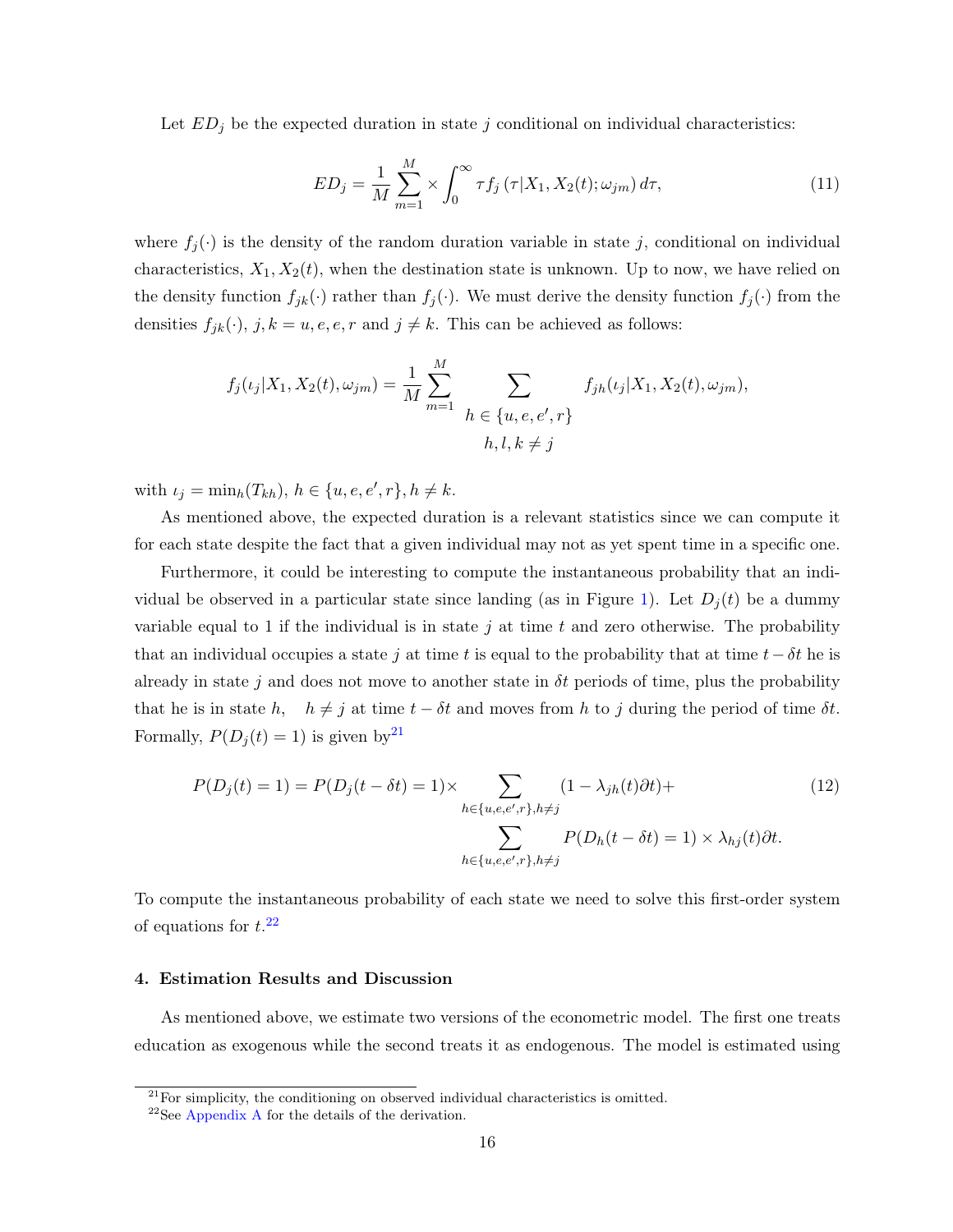Let $ED_j$ be the expected duration in state $j$ conditional on individual characteristics:

$$ED_j = \frac{1}{M} \sum_{m=1}^{M} \times \int_0^{\infty} \tau f_j \left( \tau | X_1, X_2(t); \omega_{jm} \right) d\tau, \tag{11}$$

where $f_j(\cdot)$ is the density of the random duration variable in state $j$, conditional on individual characteristics, $X_1, X_2(t)$, when the destination state is unknown. Up to now, we have relied on the density function $f_{jk}(\cdot)$ rather than $f_j(\cdot)$. We must derive the density function $f_j(\cdot)$ from the densities $f_{jk}(\cdot)$, $j, k = u, e, e, r$ and $j \neq k$. This can be achieved as follows:

$$f_j(\iota_j | X_1, X_2(t), \omega_{jm}) = \frac{1}{M} \sum_{m=1}^{M} \sum_{\substack{h \in \{u, e, e', r\} \\ h, l, k \neq j}} f_{jh}(\iota_j | X_1, X_2(t), \omega_{jm}),$$

with $\iota_j = \min_h(T_{kh})$, $h \in \{u, e, e', r\}, h \neq k$.

As mentioned above, the expected duration is a relevant statistics since we can compute it for each state despite the fact that a given individual may not as yet spent time in a specific one.

Furthermore, it could be interesting to compute the instantaneous probability that an individual be observed in a particular state since landing (as in Figure 1). Let $D_j(t)$ be a dummy variable equal to 1 if the individual is in state $j$ at time $t$ and zero otherwise. The probability that an individual occupies a state $j$ at time $t$ is equal to the probability that at time $t - \delta t$ he is already in state $j$ and does not move to another state in $\delta t$ periods of time, plus the probability that he is in state $h$, $\quad h \neq j$ at time $t - \delta t$ and moves from $h$ to $j$ during the period of time $\delta t$. Formally, $P(D_j(t) = 1)$ is given by[21]

$$\begin{aligned} P(D_j(t) = 1) = P(D_j(t - \delta t) = 1) \times & \sum_{h \in \{u, e, e', r\}, h \neq j} (1 - \lambda_{jh}(t) \partial t) + \\ & \sum_{h \in \{u, e, e', r\}, h \neq j} P(D_h(t - \delta t) = 1) \times \lambda_{hj}(t) \partial t. \end{aligned} \tag{12}$$

To compute the instantaneous probability of each state we need to solve this first-order system of equations for $t$.[22]

## 4. Estimation Results and Discussion

As mentioned above, we estimate two versions of the econometric model. The first one treats education as exogenous while the second treats it as endogenous. The model is estimated using

---

[21] For simplicity, the conditioning on observed individual characteristics is omitted.

[22] See Appendix A for the details of the derivation.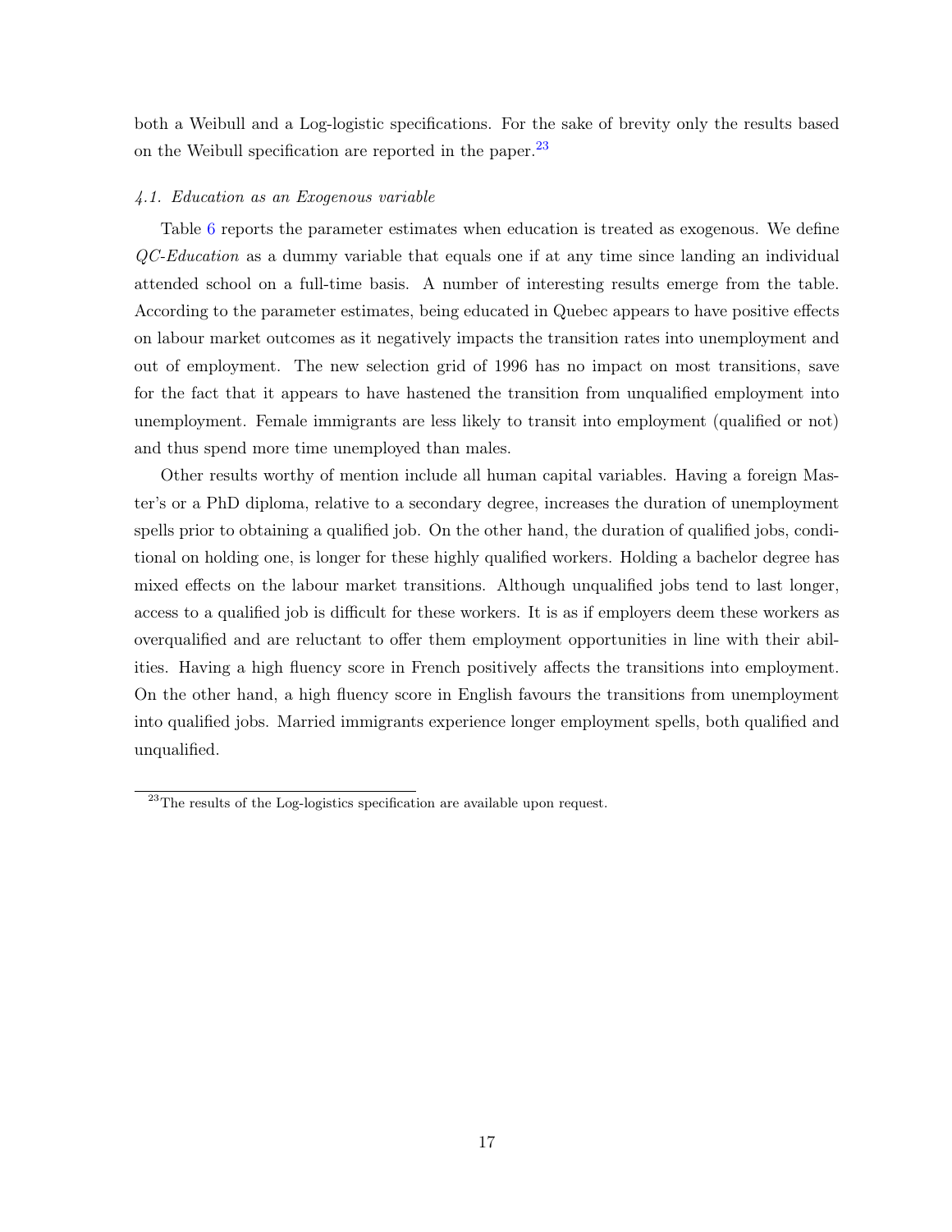both a Weibull and a Log-logistic specifications. For the sake of brevity only the results based on the Weibull specification are reported in the paper.[23]

### *4.1. Education as an Exogenous variable*

Table 6 reports the parameter estimates when education is treated as exogenous. We define *QC-Education* as a dummy variable that equals one if at any time since landing an individual attended school on a full-time basis. A number of interesting results emerge from the table. According to the parameter estimates, being educated in Quebec appears to have positive effects on labour market outcomes as it negatively impacts the transition rates into unemployment and out of employment. The new selection grid of 1996 has no impact on most transitions, save for the fact that it appears to have hastened the transition from unqualified employment into unemployment. Female immigrants are less likely to transit into employment (qualified or not) and thus spend more time unemployed than males.

Other results worthy of mention include all human capital variables. Having a foreign Master's or a PhD diploma, relative to a secondary degree, increases the duration of unemployment spells prior to obtaining a qualified job. On the other hand, the duration of qualified jobs, conditional on holding one, is longer for these highly qualified workers. Holding a bachelor degree has mixed effects on the labour market transitions. Although unqualified jobs tend to last longer, access to a qualified job is difficult for these workers. It is as if employers deem these workers as overqualified and are reluctant to offer them employment opportunities in line with their abilities. Having a high fluency score in French positively affects the transitions into employment. On the other hand, a high fluency score in English favours the transitions from unemployment into qualified jobs. Married immigrants experience longer employment spells, both qualified and unqualified.

[23] The results of the Log-logistics specification are available upon request.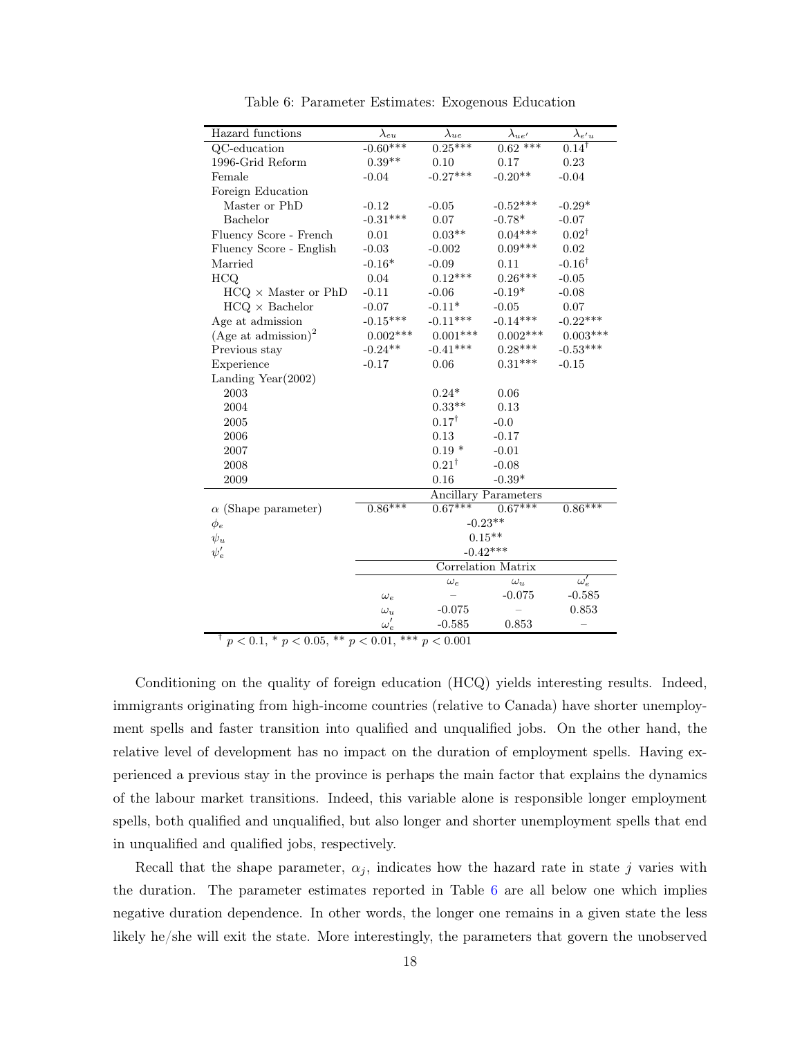Table 6: Parameter Estimates: Exogenous Education

| Hazard functions | $\lambda_{eu}$ | $\lambda_{ue}$ | $\lambda_{ue'}$ | $\lambda_{e'u}$ |
|---|---|---|---|---|
| QC-education | -0.60*** | 0.25*** | 0.62 *** | 0.14$^{\dagger}$ |
| 1996-Grid Reform | 0.39** | 0.10 | 0.17 | 0.23 |
| Female | -0.04 | -0.27*** | -0.20** | -0.04 |
| Foreign Education | | | | |
| Master or PhD | -0.12 | -0.05 | -0.52*** | -0.29* |
| Bachelor | -0.31*** | 0.07 | -0.78* | -0.07 |
| Fluency Score - French | 0.01 | 0.03** | 0.04*** | 0.02$^{\dagger}$ |
| Fluency Score - English | -0.03 | -0.002 | 0.09*** | 0.02 |
| Married | -0.16* | -0.09 | 0.11 | -0.16$^{\dagger}$ |
| HCQ | 0.04 | 0.12*** | 0.26*** | -0.05 |
| HCQ × Master or PhD | -0.11 | -0.06 | -0.19* | -0.08 |
| HCQ × Bachelor | -0.07 | -0.11* | -0.05 | 0.07 |
| Age at admission | -0.15*** | -0.11*** | -0.14*** | -0.22*** |
| (Age at admission)$^2$ | 0.002*** | 0.001*** | 0.002*** | 0.003*** |
| Previous stay | -0.24** | -0.41*** | 0.28*** | -0.53*** |
| Experience | -0.17 | 0.06 | 0.31*** | -0.15 |
| Landing Year(2002) | | | | |
| 2003 | | 0.24* | 0.06 | |
| 2004 | | 0.33** | 0.13 | |
| 2005 | | 0.17$^{\dagger}$ | -0.0 | |
| 2006 | | 0.13 | -0.17 | |
| 2007 | | 0.19 * | -0.01 | |
| 2008 | | 0.21$^{\dagger}$ | -0.08 | |
| 2009 | | 0.16 | -0.39* | |
| | Ancillary Parameters | | | |
| $\alpha$ (Shape parameter) | 0.86*** | 0.67*** | 0.67*** | 0.86*** |
| $\phi_e$ | | -0.23** | | |
| $\psi_u$ | | 0.15** | | |
| $\psi_e'$ | | -0.42*** | | |
| | Correlation Matrix | | | |
| | | $\omega_e$ | $\omega_u$ | $\omega_e'$ |
| | $\omega_e$ | – | -0.075 | -0.585 |
| | $\omega_u$ | -0.075 | – | 0.853 |
| | $\omega_e'$ | -0.585 | 0.853 | – |

$^{\dagger}$ $p < 0.1$, * $p < 0.05$, ** $p < 0.01$, *** $p < 0.001$

Conditioning on the quality of foreign education (HCQ) yields interesting results. Indeed, immigrants originating from high-income countries (relative to Canada) have shorter unemployment spells and faster transition into qualified and unqualified jobs. On the other hand, the relative level of development has no impact on the duration of employment spells. Having experienced a previous stay in the province is perhaps the main factor that explains the dynamics of the labour market transitions. Indeed, this variable alone is responsible longer employment spells, both qualified and unqualified, but also longer and shorter unemployment spells that end in unqualified and qualified jobs, respectively.

Recall that the shape parameter, $\alpha_j$, indicates how the hazard rate in state $j$ varies with the duration. The parameter estimates reported in Table 6 are all below one which implies negative duration dependence. In other words, the longer one remains in a given state the less likely he/she will exit the state. More interestingly, the parameters that govern the unobserved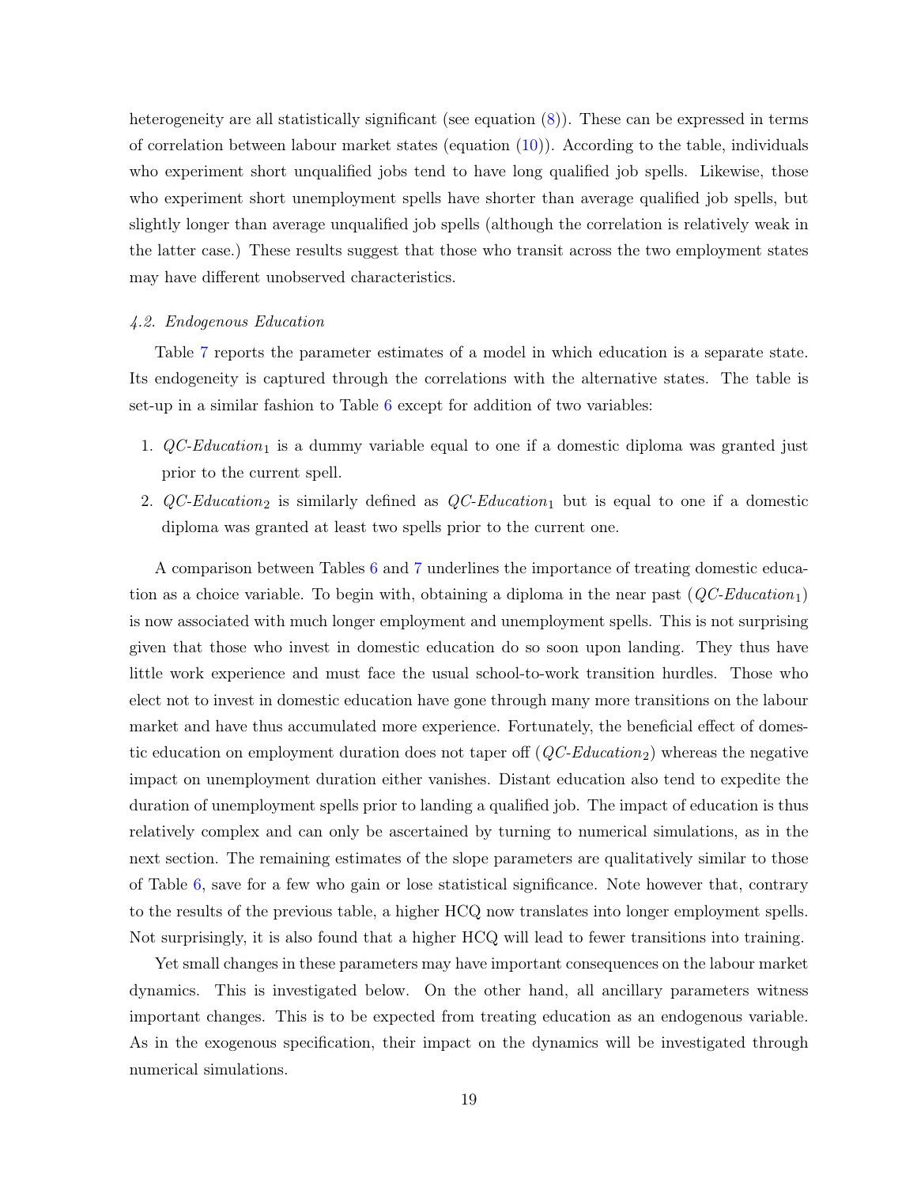heterogeneity are all statistically significant (see equation (8)). These can be expressed in terms of correlation between labour market states (equation (10)). According to the table, individuals who experiment short unqualified jobs tend to have long qualified job spells. Likewise, those who experiment short unemployment spells have shorter than average qualified job spells, but slightly longer than average unqualified job spells (although the correlation is relatively weak in the latter case.) These results suggest that those who transit across the two employment states may have different unobserved characteristics.

### *4.2. Endogenous Education*

Table 7 reports the parameter estimates of a model in which education is a separate state. Its endogeneity is captured through the correlations with the alternative states. The table is set-up in a similar fashion to Table 6 except for addition of two variables:

1. $QC\text{-}Education_1$ is a dummy variable equal to one if a domestic diploma was granted just prior to the current spell.
2. $QC\text{-}Education_2$ is similarly defined as $QC\text{-}Education_1$ but is equal to one if a domestic diploma was granted at least two spells prior to the current one.

A comparison between Tables 6 and 7 underlines the importance of treating domestic education as a choice variable. To begin with, obtaining a diploma in the near past ($QC\text{-}Education_1$) is now associated with much longer employment and unemployment spells. This is not surprising given that those who invest in domestic education do so soon upon landing. They thus have little work experience and must face the usual school-to-work transition hurdles. Those who elect not to invest in domestic education have gone through many more transitions on the labour market and have thus accumulated more experience. Fortunately, the beneficial effect of domestic education on employment duration does not taper off ($QC\text{-}Education_2$) whereas the negative impact on unemployment duration either vanishes. Distant education also tend to expedite the duration of unemployment spells prior to landing a qualified job. The impact of education is thus relatively complex and can only be ascertained by turning to numerical simulations, as in the next section. The remaining estimates of the slope parameters are qualitatively similar to those of Table 6, save for a few who gain or lose statistical significance. Note however that, contrary to the results of the previous table, a higher HCQ now translates into longer employment spells. Not surprisingly, it is also found that a higher HCQ will lead to fewer transitions into training.

Yet small changes in these parameters may have important consequences on the labour market dynamics. This is investigated below. On the other hand, all ancillary parameters witness important changes. This is to be expected from treating education as an endogenous variable. As in the exogenous specification, their impact on the dynamics will be investigated through numerical simulations.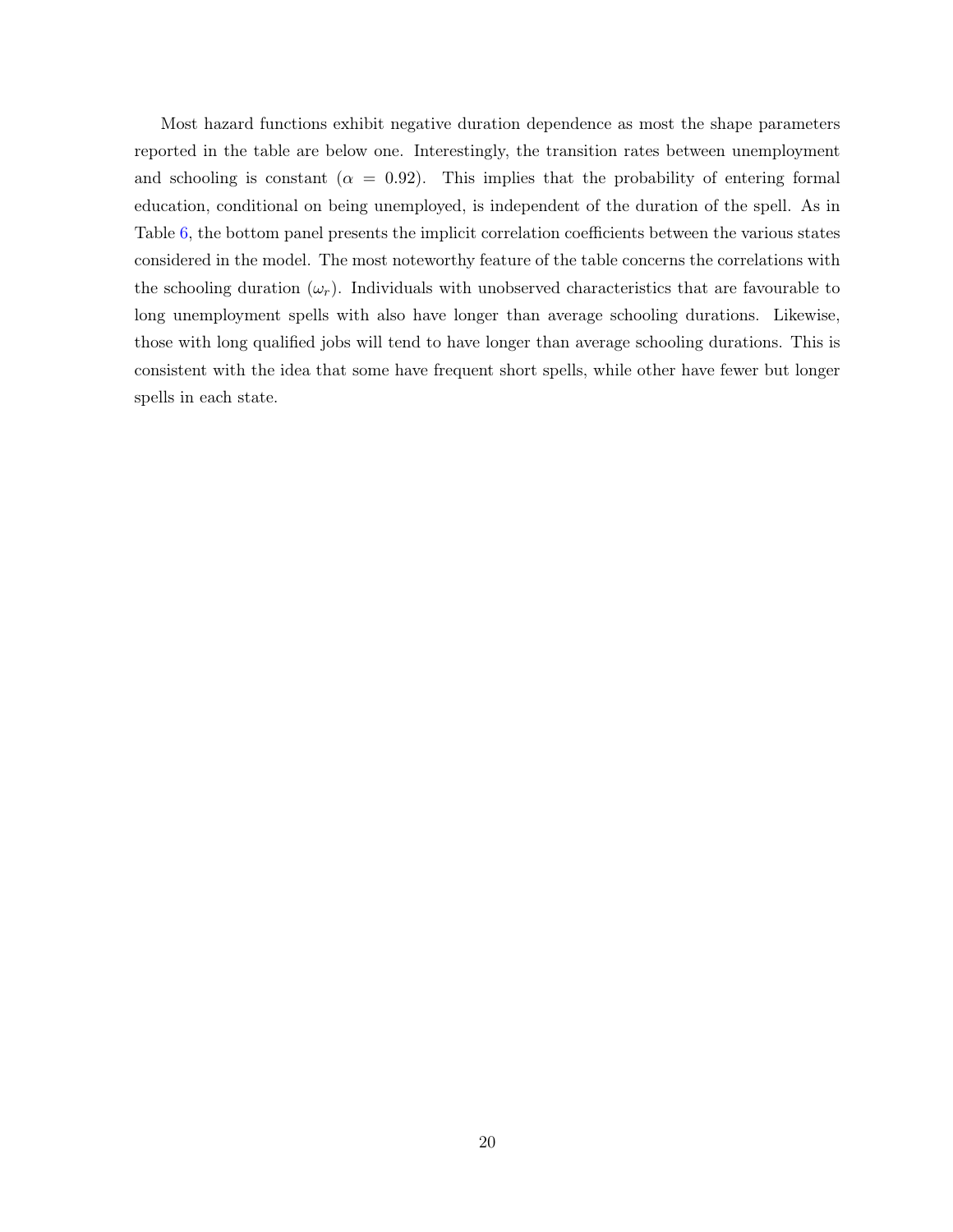Most hazard functions exhibit negative duration dependence as most the shape parameters reported in the table are below one. Interestingly, the transition rates between unemployment and schooling is constant ($\alpha = 0.92$). This implies that the probability of entering formal education, conditional on being unemployed, is independent of the duration of the spell. As in Table 6, the bottom panel presents the implicit correlation coefficients between the various states considered in the model. The most noteworthy feature of the table concerns the correlations with the schooling duration ($\omega_r$). Individuals with unobserved characteristics that are favourable to long unemployment spells with also have longer than average schooling durations. Likewise, those with long qualified jobs will tend to have longer than average schooling durations. This is consistent with the idea that some have frequent short spells, while other have fewer but longer spells in each state.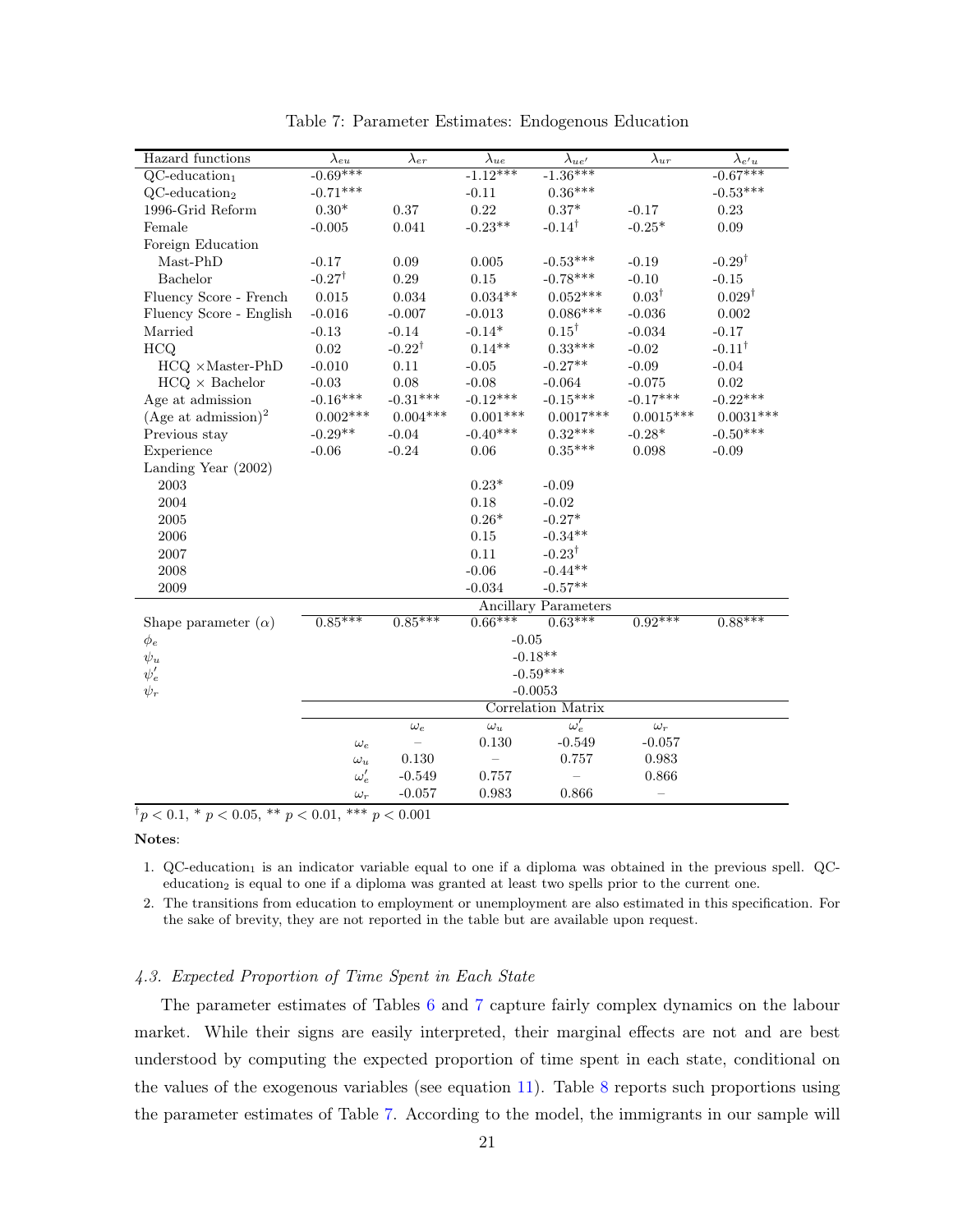Table 7: Parameter Estimates: Endogenous Education

| Hazard functions | $\lambda_{eu}$ | $\lambda_{er}$ | $\lambda_{ue}$ | $\lambda_{ue'}$ | $\lambda_{ur}$ | $\lambda_{e'u}$ |
|---|---|---|---|---|---|---|
| QC-education$_1$ | -0.69*** | | -1.12*** | -1.36*** | | -0.67*** |
| QC-education$_2$ | -0.71*** | | -0.11 | 0.36*** | | -0.53*** |
| 1996-Grid Reform | 0.30* | 0.37 | 0.22 | 0.37* | -0.17 | 0.23 |
| Female | -0.005 | 0.041 | -0.23** | -0.14$^\dagger$ | -0.25* | 0.09 |
| Foreign Education | | | | | | |
| Mast-PhD | -0.17 | 0.09 | 0.005 | -0.53*** | -0.19 | -0.29$^\dagger$ |
| Bachelor | -0.27$^\dagger$ | 0.29 | 0.15 | -0.78*** | -0.10 | -0.15 |
| Fluency Score - French | 0.015 | 0.034 | 0.034** | 0.052*** | 0.03$^\dagger$ | 0.029$^\dagger$ |
| Fluency Score - English | -0.016 | -0.007 | -0.013 | 0.086*** | -0.036 | 0.002 |
| Married | -0.13 | -0.14 | -0.14* | 0.15$^\dagger$ | -0.034 | -0.17 |
| HCQ | 0.02 | -0.22$^\dagger$ | 0.14** | 0.33*** | -0.02 | -0.11$^\dagger$ |
| HCQ $\times$Master-PhD | -0.010 | 0.11 | -0.05 | -0.27** | -0.09 | -0.04 |
| HCQ $\times$ Bachelor | -0.03 | 0.08 | -0.08 | -0.064 | -0.075 | 0.02 |
| Age at admission | -0.16*** | -0.31*** | -0.12*** | -0.15*** | -0.17*** | -0.22*** |
| (Age at admission)$^2$ | 0.002*** | 0.004*** | 0.001*** | 0.0017*** | 0.0015*** | 0.0031*** |
| Previous stay | -0.29** | -0.04 | -0.40*** | 0.32*** | -0.28* | -0.50*** |
| Experience | -0.06 | -0.24 | 0.06 | 0.35*** | 0.098 | -0.09 |
| Landing Year (2002) | | | | | | |
| 2003 | | | 0.23* | -0.09 | | |
| 2004 | | | 0.18 | -0.02 | | |
| 2005 | | | 0.26* | -0.27* | | |
| 2006 | | | 0.15 | -0.34** | | |
| 2007 | | | 0.11 | -0.23$^\dagger$ | | |
| 2008 | | | -0.06 | -0.44** | | |
| 2009 | | | -0.034 | -0.57** | | |
| | Ancillary Parameters | | | | | |
| Shape parameter ($\alpha$) | 0.85*** | 0.85*** | 0.66*** | 0.63*** | 0.92*** | 0.88*** |
| $\phi_e$ | -0.05 | | | | | |
| $\psi_u$ | -0.18** | | | | | |
| $\psi_e'$ | -0.59*** | | | | | |
| $\psi_r$ | -0.0053 | | | | | |
| | Correlation Matrix | | | | | |
| | | $\omega_e$ | $\omega_u$ | $\omega_e'$ | $\omega_r$ | |
| | $\omega_e$ | – | 0.130 | -0.549 | -0.057 | |
| | $\omega_u$ | 0.130 | – | 0.757 | 0.983 | |
| | $\omega_e'$ | -0.549 | 0.757 | – | 0.866 | |
| | $\omega_r$ | -0.057 | 0.983 | 0.866 | – | |

$^\dagger p < 0.1$, * $p < 0.05$, ** $p < 0.01$, *** $p < 0.001$

**Notes**:

1. QC-education$_1$ is an indicator variable equal to one if a diploma was obtained in the previous spell. QC-education$_2$ is equal to one if a diploma was granted at least two spells prior to the current one.
2. The transitions from education to employment or unemployment are also estimated in this specification. For the sake of brevity, they are not reported in the table but are available upon request.

### *4.3. Expected Proportion of Time Spent in Each State*

The parameter estimates of Tables 6 and 7 capture fairly complex dynamics on the labour market. While their signs are easily interpreted, their marginal effects are not and are best understood by computing the expected proportion of time spent in each state, conditional on the values of the exogenous variables (see equation 11). Table 8 reports such proportions using the parameter estimates of Table 7. According to the model, the immigrants in our sample will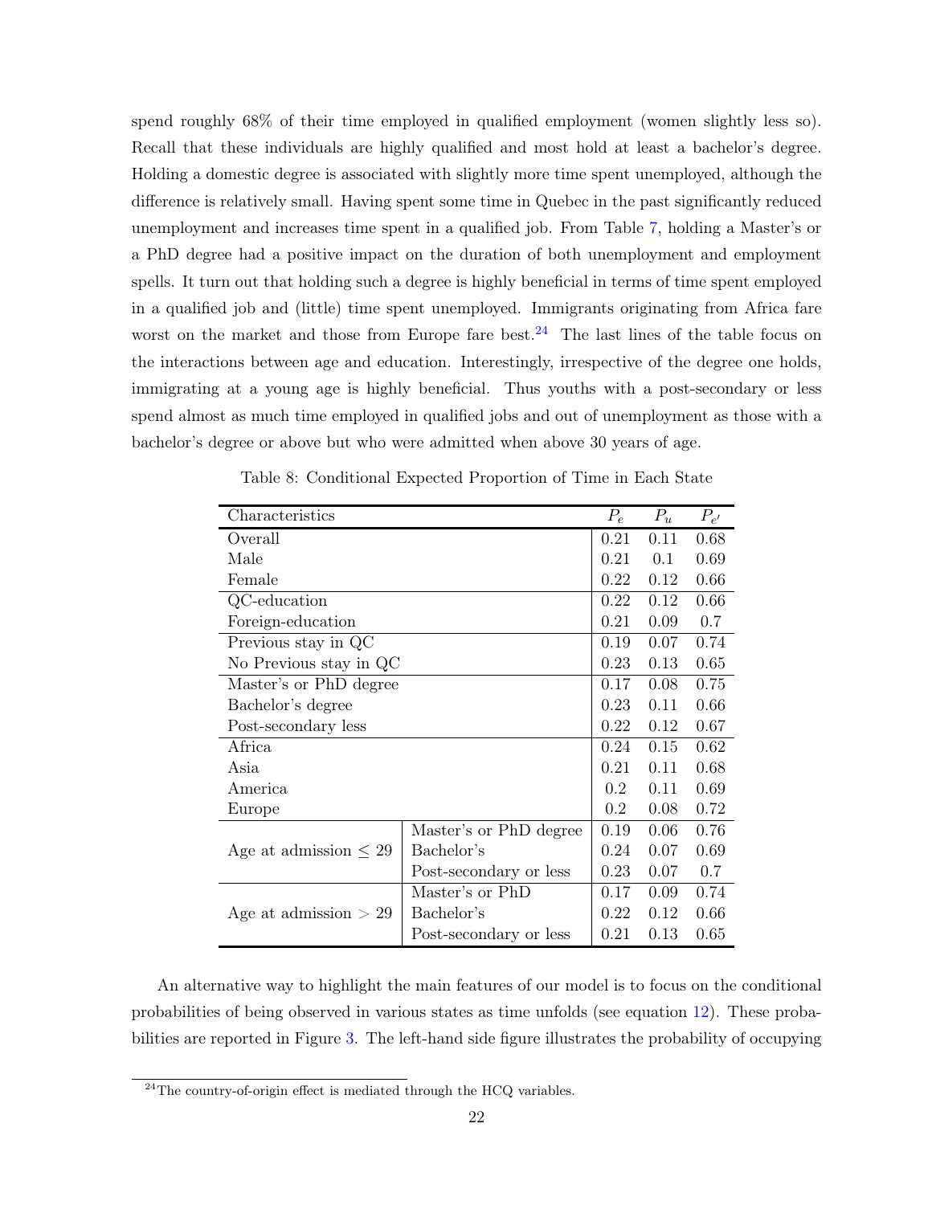spend roughly 68% of their time employed in qualified employment (women slightly less so). Recall that these individuals are highly qualified and most hold at least a bachelor's degree. Holding a domestic degree is associated with slightly more time spent unemployed, although the difference is relatively small. Having spent some time in Quebec in the past significantly reduced unemployment and increases time spent in a qualified job. From Table 7, holding a Master's or a PhD degree had a positive impact on the duration of both unemployment and employment spells. It turn out that holding such a degree is highly beneficial in terms of time spent employed in a qualified job and (little) time spent unemployed. Immigrants originating from Africa fare worst on the market and those from Europe fare best.[24] The last lines of the table focus on the interactions between age and education. Interestingly, irrespective of the degree one holds, immigrating at a young age is highly beneficial. Thus youths with a post-secondary or less spend almost as much time employed in qualified jobs and out of unemployment as those with a bachelor's degree or above but who were admitted when above 30 years of age.

Table 8: Conditional Expected Proportion of Time in Each State

| Characteristics | | $P_e$ | $P_u$ | $P_{e'}$ |
|---|---|---|---|---|
| Overall | | 0.21 | 0.11 | 0.68 |
| Male | | 0.21 | 0.1 | 0.69 |
| Female | | 0.22 | 0.12 | 0.66 |
| QC-education | | 0.22 | 0.12 | 0.66 |
| Foreign-education | | 0.21 | 0.09 | 0.7 |
| Previous stay in QC | | 0.19 | 0.07 | 0.74 |
| No Previous stay in QC | | 0.23 | 0.13 | 0.65 |
| Master's or PhD degree | | 0.17 | 0.08 | 0.75 |
| Bachelor's degree | | 0.23 | 0.11 | 0.66 |
| Post-secondary less | | 0.22 | 0.12 | 0.67 |
| Africa | | 0.24 | 0.15 | 0.62 |
| Asia | | 0.21 | 0.11 | 0.68 |
| America | | 0.2 | 0.11 | 0.69 |
| Europe | | 0.2 | 0.08 | 0.72 |
| Age at admission $\leq 29$ | Master's or PhD degree | 0.19 | 0.06 | 0.76 |
| | Bachelor's | 0.24 | 0.07 | 0.69 |
| | Post-secondary or less | 0.23 | 0.07 | 0.7 |
| Age at admission $> 29$ | Master's or PhD | 0.17 | 0.09 | 0.74 |
| | Bachelor's | 0.22 | 0.12 | 0.66 |
| | Post-secondary or less | 0.21 | 0.13 | 0.65 |

An alternative way to highlight the main features of our model is to focus on the conditional probabilities of being observed in various states as time unfolds (see equation 12). These probabilities are reported in Figure 3. The left-hand side figure illustrates the probability of occupying

[24]The country-of-origin effect is mediated through the HCQ variables.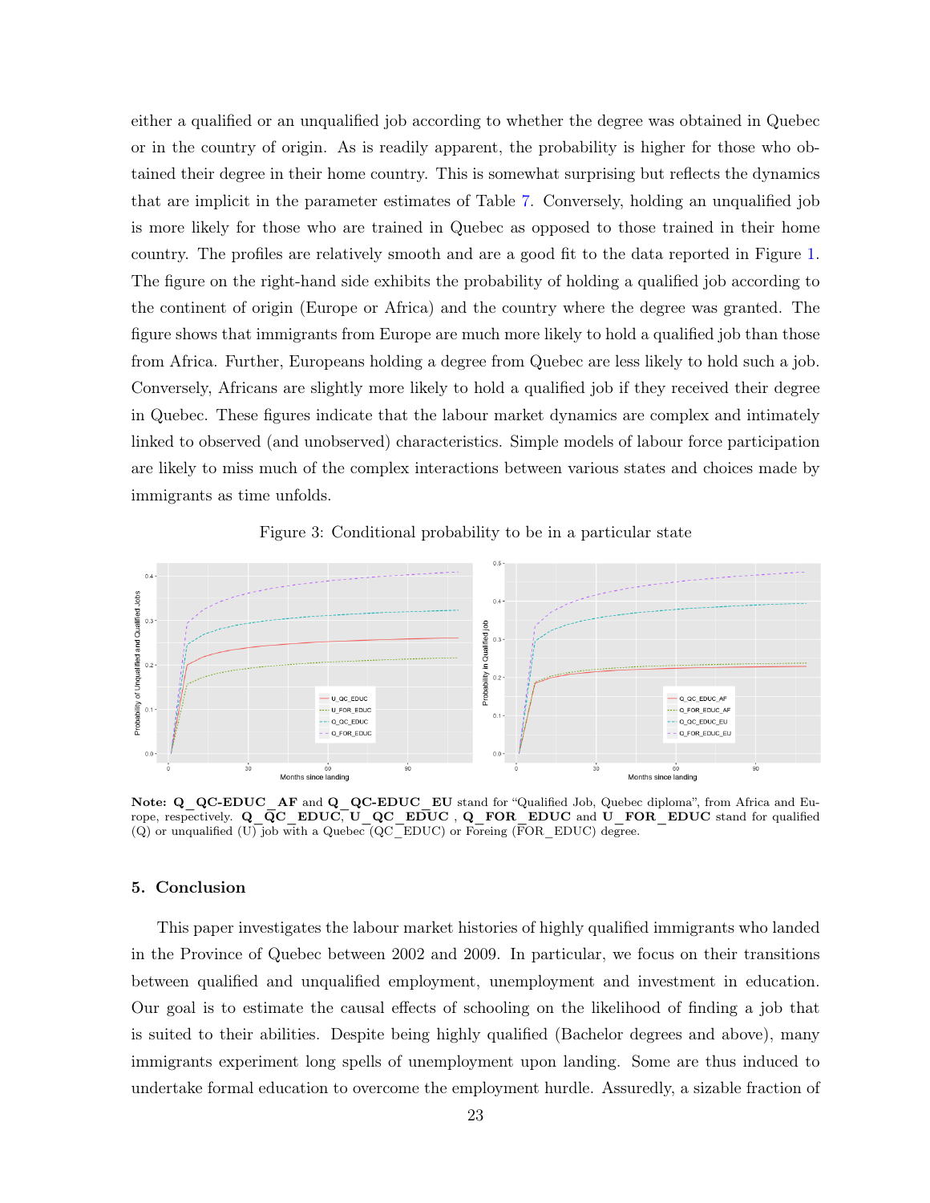either a qualified or an unqualified job according to whether the degree was obtained in Quebec or in the country of origin. As is readily apparent, the probability is higher for those who obtained their degree in their home country. This is somewhat surprising but reflects the dynamics that are implicit in the parameter estimates of Table 7. Conversely, holding an unqualified job is more likely for those who are trained in Quebec as opposed to those trained in their home country. The profiles are relatively smooth and are a good fit to the data reported in Figure 1. The figure on the right-hand side exhibits the probability of holding a qualified job according to the continent of origin (Europe or Africa) and the country where the degree was granted. The figure shows that immigrants from Europe are much more likely to hold a qualified job than those from Africa. Further, Europeans holding a degree from Quebec are less likely to hold such a job. Conversely, Africans are slightly more likely to hold a qualified job if they received their degree in Quebec. These figures indicate that the labour market dynamics are complex and intimately linked to observed (and unobserved) characteristics. Simple models of labour force participation are likely to miss much of the complex interactions between various states and choices made by immigrants as time unfolds.

Figure 3: Conditional probability to be in a particular state

**Note: Q_QC-EDUC_AF** and **Q_QC-EDUC_EU** stand for "Qualified Job, Quebec diploma", from Africa and Europe, respectively. **Q_QC_EDUC**, **U_QC_EDUC** , **Q_FOR_EDUC** and **U_FOR_EDUC** stand for qualified (Q) or unqualified (U) job with a Quebec (QC_EDUC) or Foreing (FOR_EDUC) degree.

## 5. Conclusion

This paper investigates the labour market histories of highly qualified immigrants who landed in the Province of Quebec between 2002 and 2009. In particular, we focus on their transitions between qualified and unqualified employment, unemployment and investment in education. Our goal is to estimate the causal effects of schooling on the likelihood of finding a job that is suited to their abilities. Despite being highly qualified (Bachelor degrees and above), many immigrants experiment long spells of unemployment upon landing. Some are thus induced to undertake formal education to overcome the employment hurdle. Assuredly, a sizable fraction of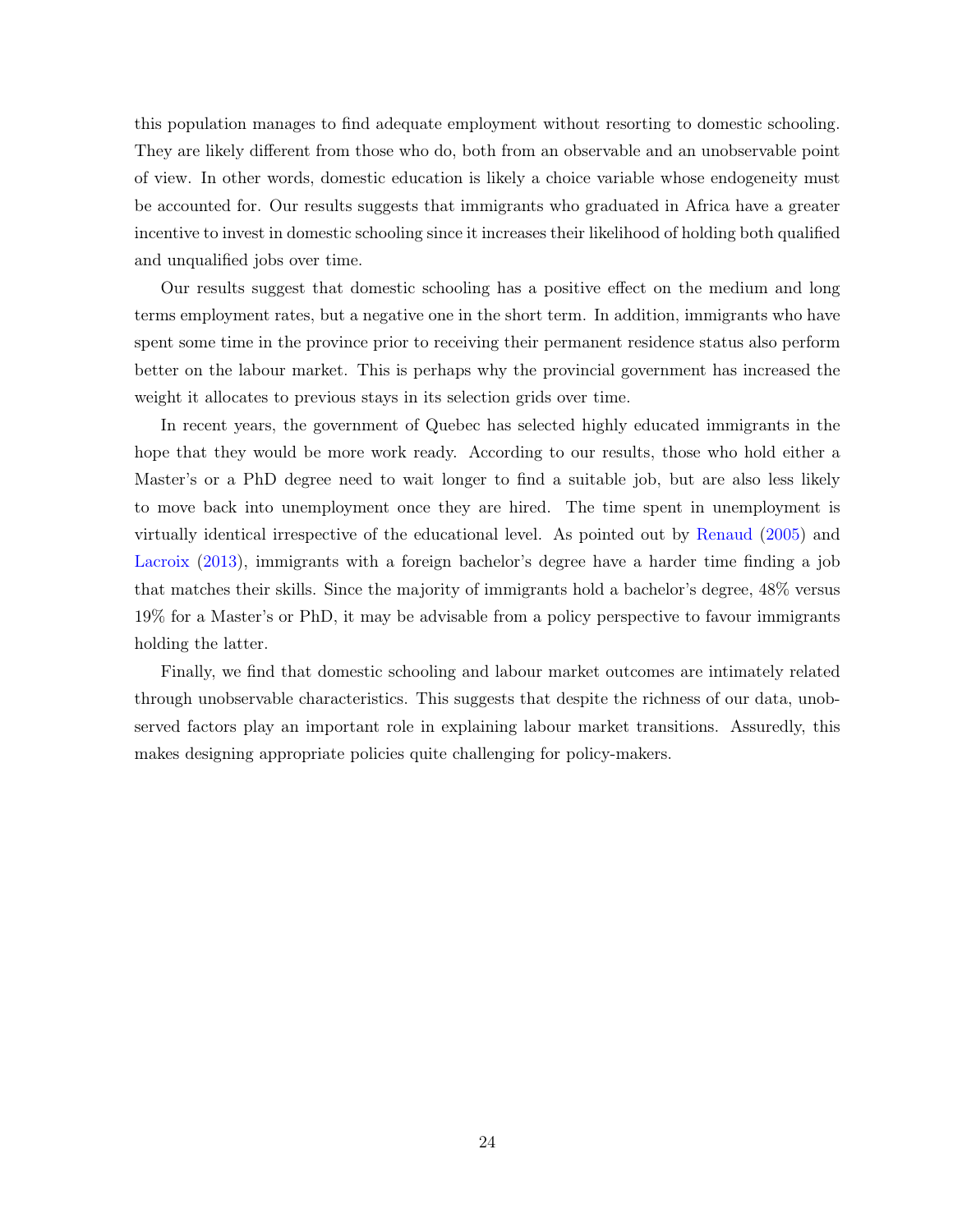this population manages to find adequate employment without resorting to domestic schooling. They are likely different from those who do, both from an observable and an unobservable point of view. In other words, domestic education is likely a choice variable whose endogeneity must be accounted for. Our results suggests that immigrants who graduated in Africa have a greater incentive to invest in domestic schooling since it increases their likelihood of holding both qualified and unqualified jobs over time.

Our results suggest that domestic schooling has a positive effect on the medium and long terms employment rates, but a negative one in the short term. In addition, immigrants who have spent some time in the province prior to receiving their permanent residence status also perform better on the labour market. This is perhaps why the provincial government has increased the weight it allocates to previous stays in its selection grids over time.

In recent years, the government of Quebec has selected highly educated immigrants in the hope that they would be more work ready. According to our results, those who hold either a Master's or a PhD degree need to wait longer to find a suitable job, but are also less likely to move back into unemployment once they are hired. The time spent in unemployment is virtually identical irrespective of the educational level. As pointed out by Renaud (2005) and Lacroix (2013), immigrants with a foreign bachelor's degree have a harder time finding a job that matches their skills. Since the majority of immigrants hold a bachelor's degree, 48% versus 19% for a Master's or PhD, it may be advisable from a policy perspective to favour immigrants holding the latter.

Finally, we find that domestic schooling and labour market outcomes are intimately related through unobservable characteristics. This suggests that despite the richness of our data, unobserved factors play an important role in explaining labour market transitions. Assuredly, this makes designing appropriate policies quite challenging for policy-makers.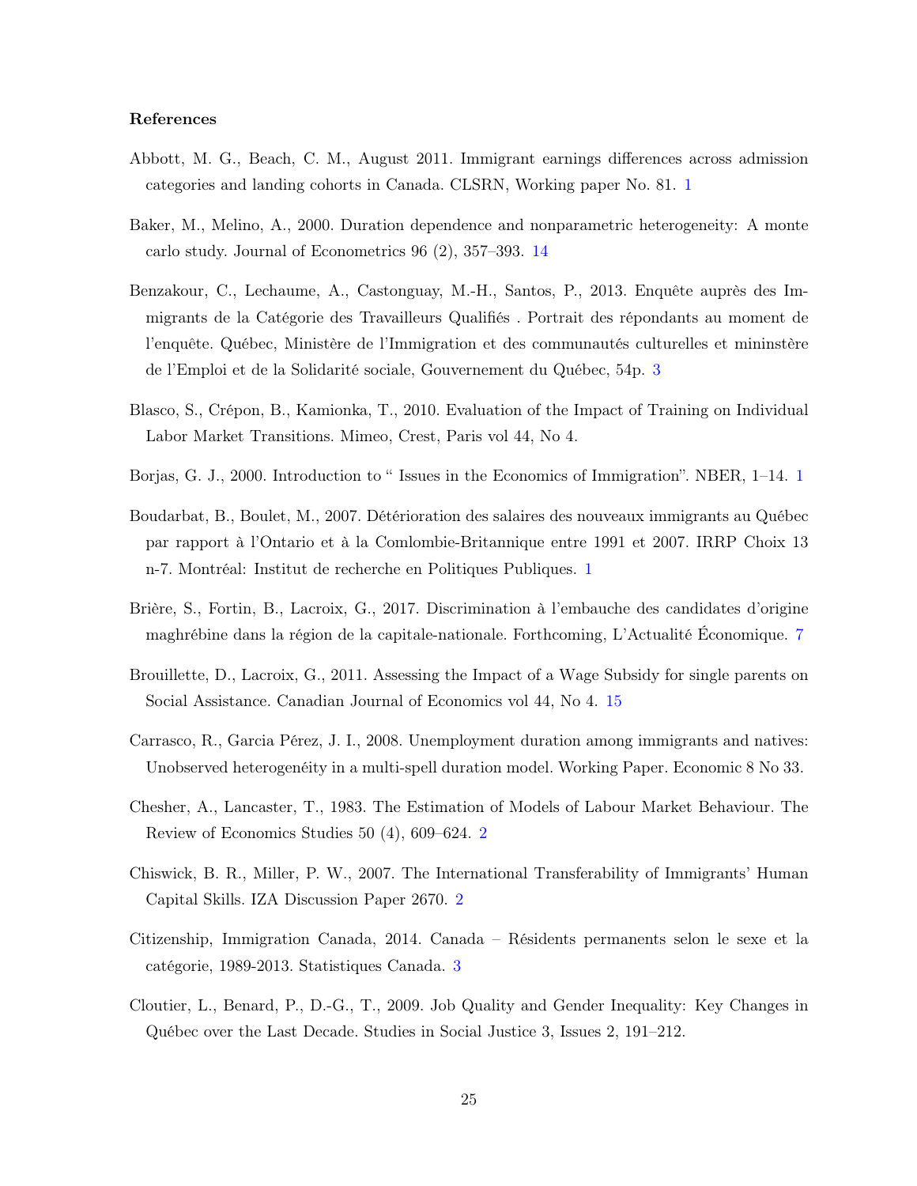## References

Abbott, M. G., Beach, C. M., August 2011. Immigrant earnings differences across admission categories and landing cohorts in Canada. CLSRN, Working paper No. 81. 1

Baker, M., Melino, A., 2000. Duration dependence and nonparametric heterogeneity: A monte carlo study. Journal of Econometrics 96 (2), 357–393. 14

Benzakour, C., Lechaume, A., Castonguay, M.-H., Santos, P., 2013. Enquête auprès des Immigrants de la Catégorie des Travailleurs Qualifiés . Portrait des répondants au moment de l'enquête. Québec, Ministère de l'Immigration et des communautés culturelles et mininstère de l'Emploi et de la Solidarité sociale, Gouvernement du Québec, 54p. 3

Blasco, S., Crépon, B., Kamionka, T., 2010. Evaluation of the Impact of Training on Individual Labor Market Transitions. Mimeo, Crest, Paris vol 44, No 4.

Borjas, G. J., 2000. Introduction to " Issues in the Economics of Immigration". NBER, 1–14. 1

Boudarbat, B., Boulet, M., 2007. Détérioration des salaires des nouveaux immigrants au Québec par rapport à l'Ontario et à la Comlombie-Britannique entre 1991 et 2007. IRRP Choix 13 n-7. Montréal: Institut de recherche en Politiques Publiques. 1

Brière, S., Fortin, B., Lacroix, G., 2017. Discrimination à l'embauche des candidates d'origine maghrébine dans la région de la capitale-nationale. Forthcoming, L'Actualité Économique. 7

Brouillette, D., Lacroix, G., 2011. Assessing the Impact of a Wage Subsidy for single parents on Social Assistance. Canadian Journal of Economics vol 44, No 4. 15

Carrasco, R., Garcia Pérez, J. I., 2008. Unemployment duration among immigrants and natives: Unobserved heterogenéity in a multi-spell duration model. Working Paper. Economic 8 No 33.

Chesher, A., Lancaster, T., 1983. The Estimation of Models of Labour Market Behaviour. The Review of Economics Studies 50 (4), 609–624. 2

Chiswick, B. R., Miller, P. W., 2007. The International Transferability of Immigrants' Human Capital Skills. IZA Discussion Paper 2670. 2

Citizenship, Immigration Canada, 2014. Canada – Résidents permanents selon le sexe et la catégorie, 1989-2013. Statistiques Canada. 3

Cloutier, L., Benard, P., D.-G., T., 2009. Job Quality and Gender Inequality: Key Changes in Québec over the Last Decade. Studies in Social Justice 3, Issues 2, 191–212.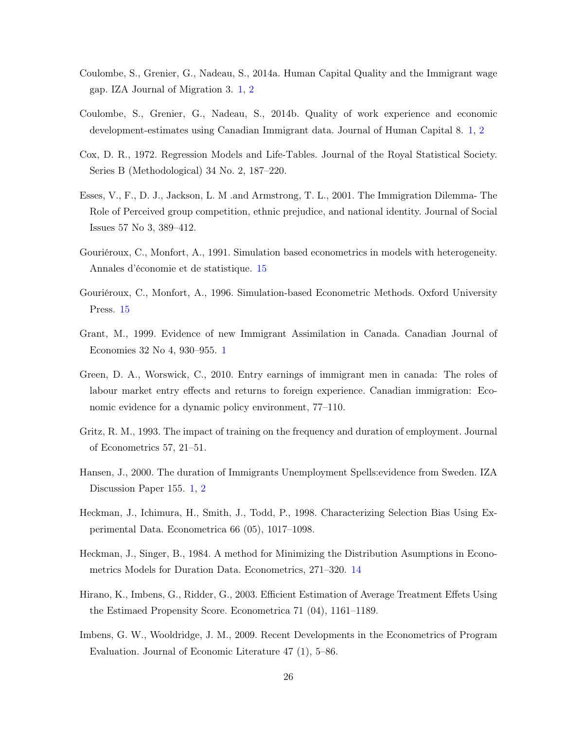Coulombe, S., Grenier, G., Nadeau, S., 2014a. Human Capital Quality and the Immigrant wage gap. IZA Journal of Migration 3. 1, 2

Coulombe, S., Grenier, G., Nadeau, S., 2014b. Quality of work experience and economic development-estimates using Canadian Immigrant data. Journal of Human Capital 8. 1, 2

Cox, D. R., 1972. Regression Models and Life-Tables. Journal of the Royal Statistical Society. Series B (Methodological) 34 No. 2, 187–220.

Esses, V., F., D. J., Jackson, L. M .and Armstrong, T. L., 2001. The Immigration Dilemma- The Role of Perceived group competition, ethnic prejudice, and national identity. Journal of Social Issues 57 No 3, 389–412.

Gouriéroux, C., Monfort, A., 1991. Simulation based econometrics in models with heterogeneity. Annales d'économie et de statistique. 15

Gouriéroux, C., Monfort, A., 1996. Simulation-based Econometric Methods. Oxford University Press. 15

Grant, M., 1999. Evidence of new Immigrant Assimilation in Canada. Canadian Journal of Economies 32 No 4, 930–955. 1

Green, D. A., Worswick, C., 2010. Entry earnings of immigrant men in canada: The roles of labour market entry effects and returns to foreign experience. Canadian immigration: Economic evidence for a dynamic policy environment, 77–110.

Gritz, R. M., 1993. The impact of training on the frequency and duration of employment. Journal of Econometrics 57, 21–51.

Hansen, J., 2000. The duration of Immigrants Unemployment Spells:evidence from Sweden. IZA Discussion Paper 155. 1, 2

Heckman, J., Ichimura, H., Smith, J., Todd, P., 1998. Characterizing Selection Bias Using Experimental Data. Econometrica 66 (05), 1017–1098.

Heckman, J., Singer, B., 1984. A method for Minimizing the Distribution Asumptions in Econometrics Models for Duration Data. Econometrics, 271–320. 14

Hirano, K., Imbens, G., Ridder, G., 2003. Efficient Estimation of Average Treatment Effets Using the Estimaed Propensity Score. Econometrica 71 (04), 1161–1189.

Imbens, G. W., Wooldridge, J. M., 2009. Recent Developments in the Econometrics of Program Evaluation. Journal of Economic Literature 47 (1), 5–86.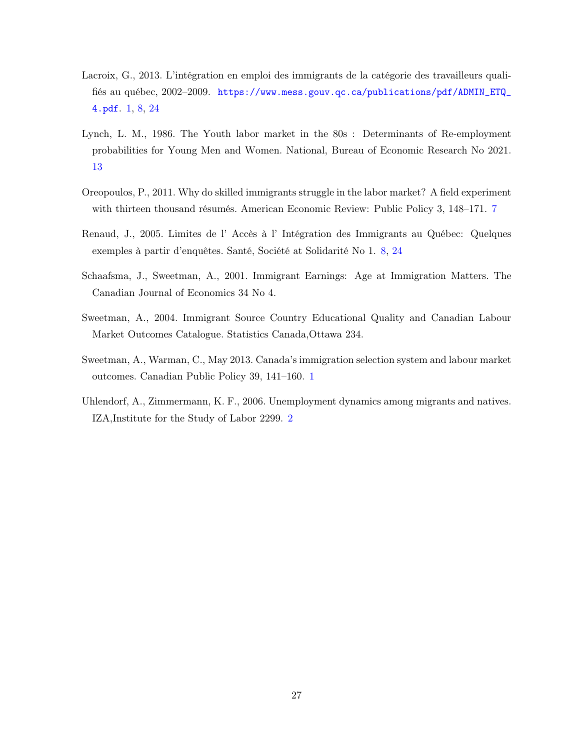Lacroix, G., 2013. L'intégration en emploi des immigrants de la catégorie des travailleurs qualifiés au québec, 2002–2009. https://www.mess.gouv.qc.ca/publications/pdf/ADMIN_ETQ_4.pdf. 1, 8, 24

Lynch, L. M., 1986. The Youth labor market in the 80s : Determinants of Re-employment probabilities for Young Men and Women. National, Bureau of Economic Research No 2021. 13

Oreopoulos, P., 2011. Why do skilled immigrants struggle in the labor market? A field experiment with thirteen thousand résumés. American Economic Review: Public Policy 3, 148–171. 7

Renaud, J., 2005. Limites de l' Accès à l' Intégration des Immigrants au Québec: Quelques exemples à partir d'enquêtes. Santé, Société at Solidarité No 1. 8, 24

Schaafsma, J., Sweetman, A., 2001. Immigrant Earnings: Age at Immigration Matters. The Canadian Journal of Economics 34 No 4.

Sweetman, A., 2004. Immigrant Source Country Educational Quality and Canadian Labour Market Outcomes Catalogue. Statistics Canada,Ottawa 234.

Sweetman, A., Warman, C., May 2013. Canada's immigration selection system and labour market outcomes. Canadian Public Policy 39, 141–160. 1

Uhlendorf, A., Zimmermann, K. F., 2006. Unemployment dynamics among migrants and natives. IZA,Institute for the Study of Labor 2299. 2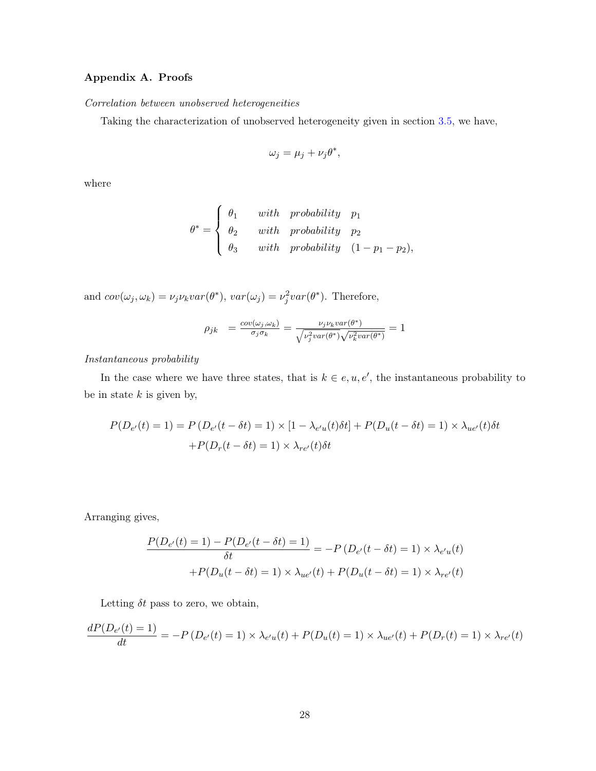## Appendix A. Proofs

*Correlation between unobserved heterogeneities*

Taking the characterization of unobserved heterogeneity given in section 3.5, we have,

$$\omega_j = \mu_j + \nu_j \theta^*,$$

where

$$\theta^* = \begin{cases} \theta_1 & with \quad probability \quad p_1 \\ \theta_2 & with \quad probability \quad p_2 \\ \theta_3 & with \quad probability \quad (1 - p_1 - p_2), \end{cases}$$

and $cov(\omega_j, \omega_k) = \nu_j \nu_k var(\theta^*)$, $var(\omega_j) = \nu_j^2 var(\theta^*)$. Therefore,

$$\rho_{jk} = \frac{cov(\omega_j, \omega_k)}{\sigma_j \sigma_k} = \frac{\nu_j \nu_k var(\theta^*)}{\sqrt{\nu_j^2 var(\theta^*)}\sqrt{\nu_k^2 var(\theta^*)}} = 1$$

*Instantaneous probability*

In the case where we have three states, that is $k \in e, u, e'$, the instantaneous probability to be in state $k$ is given by,

$$P(D_{e'}(t) = 1) = P\left(D_{e'}(t - \delta t) = 1\right) \times [1 - \lambda_{e'u}(t)\delta t] + P(D_u(t - \delta t) = 1) \times \lambda_{ue'}(t)\delta t$$
$$+ P(D_r(t - \delta t) = 1) \times \lambda_{re'}(t)\delta t$$

Arranging gives,

$$\frac{P(D_{e'}(t) = 1) - P(D_{e'}(t - \delta t) = 1)}{\delta t} = -P\left(D_{e'}(t - \delta t) = 1\right) \times \lambda_{e'u}(t)$$
$$+ P(D_u(t - \delta t) = 1) \times \lambda_{ue'}(t) + P(D_u(t - \delta t) = 1) \times \lambda_{re'}(t)$$

Letting $\delta t$ pass to zero, we obtain,

$$\frac{dP(D_{e'}(t) = 1)}{dt} = -P\left(D_{e'}(t) = 1\right) \times \lambda_{e'u}(t) + P(D_u(t) = 1) \times \lambda_{ue'}(t) + P(D_r(t) = 1) \times \lambda_{re'}(t)$$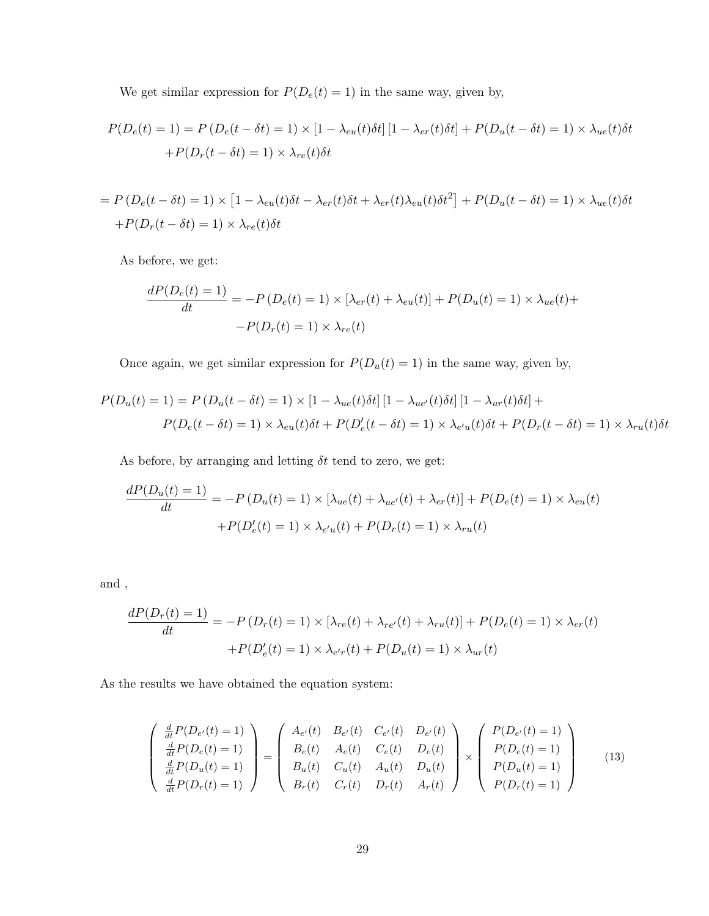We get similar expression for $P(D_e(t) = 1)$ in the same way, given by,

$$
\begin{aligned}
P(D_e(t) = 1) = P\left(D_e(t - \delta t) = 1\right) \times \left[1 - \lambda_{eu}(t)\delta t\right]\left[1 - \lambda_{er}(t)\delta t\right] + P(D_u(t - \delta t) = 1) \times \lambda_{ue}(t)\delta t \\
+ P(D_r(t - \delta t) = 1) \times \lambda_{re}(t)\delta t
\end{aligned}
$$

$$
\begin{aligned}
= P\left(D_e(t - \delta t) = 1\right) \times \left[1 - \lambda_{eu}(t)\delta t - \lambda_{er}(t)\delta t + \lambda_{er}(t)\lambda_{eu}(t)\delta t^2\right] + P(D_u(t - \delta t) = 1) \times \lambda_{ue}(t)\delta t \\
+ P(D_r(t - \delta t) = 1) \times \lambda_{re}(t)\delta t
\end{aligned}
$$

As before, we get:

$$
\begin{aligned}
\frac{dP(D_e(t) = 1)}{dt} = -P\left(D_e(t) = 1\right) \times \left[\lambda_{er}(t) + \lambda_{eu}(t)\right] + P(D_u(t) = 1) \times \lambda_{ue}(t) + \\
-P(D_r(t) = 1) \times \lambda_{re}(t)
\end{aligned}
$$

Once again, we get similar expression for $P(D_u(t) = 1)$ in the same way, given by,

$$
\begin{aligned}
P(D_u(t) = 1) = P\left(D_u(t - \delta t) = 1\right) \times \left[1 - \lambda_{ue}(t)\delta t\right]\left[1 - \lambda_{ue'}(t)\delta t\right]\left[1 - \lambda_{ur}(t)\delta t\right] + \\
P(D_e(t - \delta t) = 1) \times \lambda_{eu}(t)\delta t + P(D'_e(t - \delta t) = 1) \times \lambda_{e'u}(t)\delta t + P(D_r(t - \delta t) = 1) \times \lambda_{ru}(t)\delta t
\end{aligned}
$$

As before, by arranging and letting $\delta t$ tend to zero, we get:

$$
\begin{aligned}
\frac{dP(D_u(t) = 1)}{dt} = -P\left(D_u(t) = 1\right) \times \left[\lambda_{ue}(t) + \lambda_{ue'}(t) + \lambda_{er}(t)\right] + P(D_e(t) = 1) \times \lambda_{eu}(t) \\
+ P(D'_e(t) = 1) \times \lambda_{e'u}(t) + P(D_r(t) = 1) \times \lambda_{ru}(t)
\end{aligned}
$$

and ,

$$
\begin{aligned}
\frac{dP(D_r(t) = 1)}{dt} = -P\left(D_r(t) = 1\right) \times \left[\lambda_{re}(t) + \lambda_{re'}(t) + \lambda_{ru}(t)\right] + P(D_e(t) = 1) \times \lambda_{er}(t) \\
+ P(D'_e(t) = 1) \times \lambda_{e'r}(t) + P(D_u(t) = 1) \times \lambda_{ur}(t)
\end{aligned}
$$

As the results we have obtained the equation system:

$$
\begin{pmatrix}
\frac{d}{dt}P(D_{e'}(t) = 1) \\
\frac{d}{dt}P(D_e(t) = 1) \\
\frac{d}{dt}P(D_u(t) = 1) \\
\frac{d}{dt}P(D_r(t) = 1)
\end{pmatrix}
=
\begin{pmatrix}
A_{e'}(t) & B_{e'}(t) & C_{e'}(t) & D_{e'}(t) \\
B_e(t) & A_e(t) & C_e(t) & D_e(t) \\
B_u(t) & C_u(t) & A_u(t) & D_u(t) \\
B_r(t) & C_r(t) & D_r(t) & A_r(t)
\end{pmatrix}
\times
\begin{pmatrix}
P(D_{e'}(t) = 1) \\
P(D_e(t) = 1) \\
P(D_u(t) = 1) \\
P(D_r(t) = 1)
\end{pmatrix}
\tag{13}
$$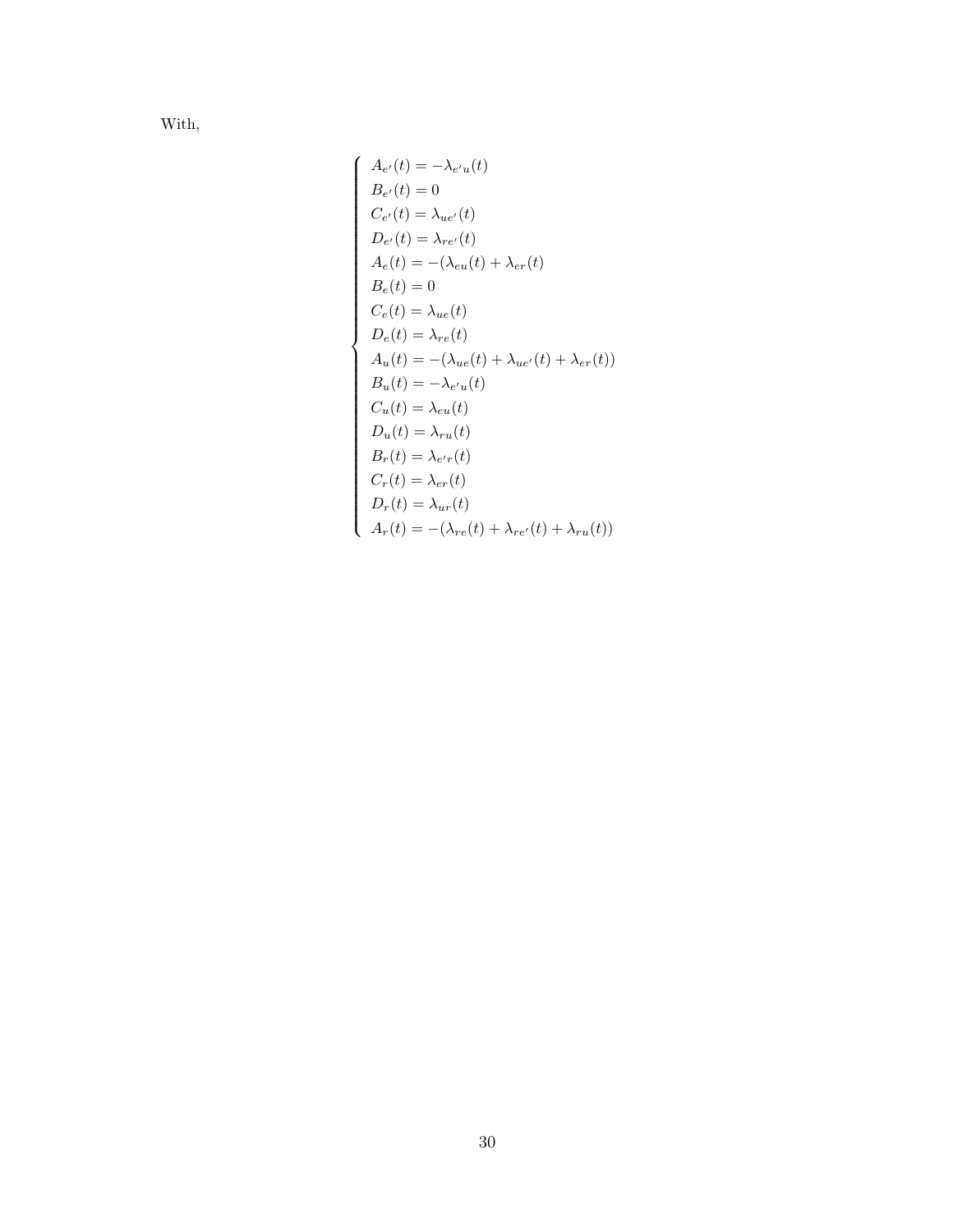With,

$$
\begin{cases}
A_{e'}(t) = -\lambda_{e'u}(t) \\
B_{e'}(t) = 0 \\
C_{e'}(t) = \lambda_{ue'}(t) \\
D_{e'}(t) = \lambda_{re'}(t) \\
A_e(t) = -(\lambda_{eu}(t) + \lambda_{er}(t) \\
B_e(t) = 0 \\
C_e(t) = \lambda_{ue}(t) \\
D_e(t) = \lambda_{re}(t) \\
A_u(t) = -(\lambda_{ue}(t) + \lambda_{ue'}(t) + \lambda_{er}(t)) \\
B_u(t) = -\lambda_{e'u}(t) \\
C_u(t) = \lambda_{eu}(t) \\
D_u(t) = \lambda_{ru}(t) \\
B_r(t) = \lambda_{e'r}(t) \\
C_r(t) = \lambda_{er}(t) \\
D_r(t) = \lambda_{ur}(t) \\
A_r(t) = -(\lambda_{re}(t) + \lambda_{re'}(t) + \lambda_{ru}(t))
\end{cases}
$$